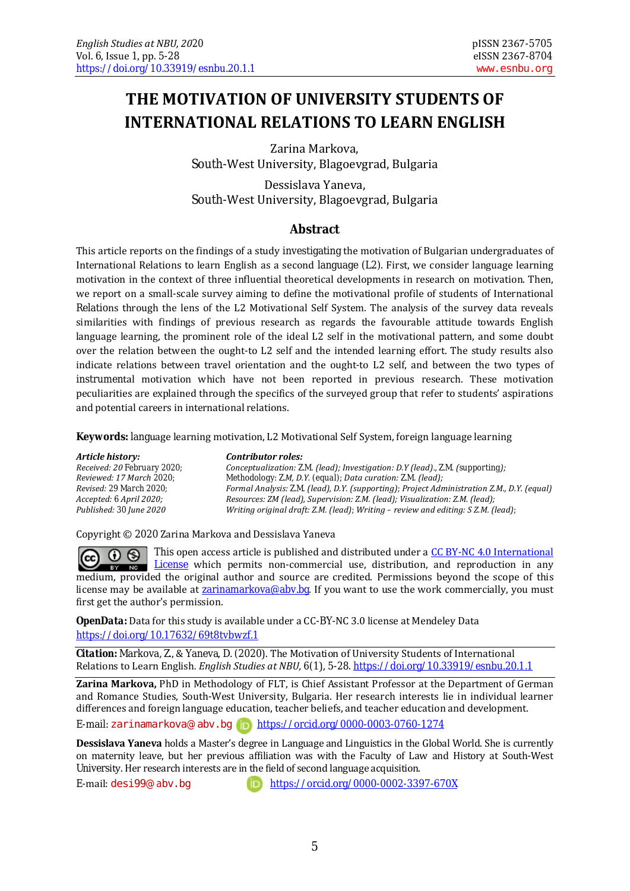# THE MOTIVATION OF UNIVERSITY STUDENTS OF INTERNATIONAL RELATIONS TO LEARN ENGLISH

Zarina Markova,
South-West University, Blagoevgrad, Bulgaria

Dessislava Yaneva,
South-West University, Blagoevgrad, Bulgaria

## Abstract

This article reports on the findings of a study investigating the motivation of Bulgarian undergraduates of International Relations to learn English as a second language (L2). First, we consider language learning motivation in the context of three influential theoretical developments in research on motivation. Then, we report on a small-scale survey aiming to define the motivational profile of students of International Relations through the lens of the L2 Motivational Self System. The analysis of the survey data reveals similarities with findings of previous research as regards the favourable attitude towards English language learning, the prominent role of the ideal L2 self in the motivational pattern, and some doubt over the relation between the ought-to L2 self and the intended learning effort. The study results also indicate relations between travel orientation and the ought-to L2 self, and between the two types of instrumental motivation which have not been reported in previous research. These motivation peculiarities are explained through the specifics of the surveyed group that refer to students' aspirations and potential careers in international relations.

**Keywords:** language learning motivation, L2 Motivational Self System, foreign language learning

***Article history:***
*Received: 20* February 2020;
*Reviewed: 17 March* 2020;
*Revised:* 29 March 2020;
*Accepted:* 6 *April 2020;*
*Published:* 30 *June 2020*

***Contributor roles:***
*Conceptualization:* Z.M. *(lead); Investigation: D.Y (lead).,* Z.M. *(*supporting*);*
Methodology: *Z.M, D.Y.* (equal); *Data curation:* Z.M. *(lead);*
*Formal Analysis:* Z.M. *(lead), D.Y. (supporting); Project Administration Z.M., D.Y. (equal)*
*Resources: ZM (lead), Supervision: Z.M. (lead); Visualization: Z.M. (lead);*
*Writing original draft: Z.M. (lead); Writing – review and editing: S Z.M. (lead);*

Copyright © 2020 Zarina Markova and Dessislava Yaneva

This open access article is published and distributed under a CC BY-NC 4.0 International License which permits non-commercial use, distribution, and reproduction in any medium, provided the original author and source are credited. Permissions beyond the scope of this license may be available at zarinamarkova@abv.bg. If you want to use the work commercially, you must first get the author's permission.

**OpenData:** Data for this study is available under a CC-BY-NC 3.0 license at Mendeley Data https://doi.org/10.17632/69t8tvbwzf.1

**Citation:** Markova, Z., & Yaneva, D. (2020). The Motivation of University Students of International Relations to Learn English. *English Studies at NBU,* 6(1), 5-28. https://doi.org/10.33919/esnbu.20.1.1

**Zarina Markova,** PhD in Methodology of FLT, is Chief Assistant Professor at the Department of German and Romance Studies, South-West University, Bulgaria. Her research interests lie in individual learner differences and foreign language education, teacher beliefs, and teacher education and development.

E-mail: zarinamarkova@abv.bg https://orcid.org/0000-0003-0760-1274

**Dessislava Yaneva** holds a Master's degree in Language and Linguistics in the Global World. She is currently on maternity leave, but her previous affiliation was with the Faculty of Law and History at South-West University. Her research interests are in the field of second language acquisition.

E-mail: desi99@abv.bg https://orcid.org/0000-0002-3397-670X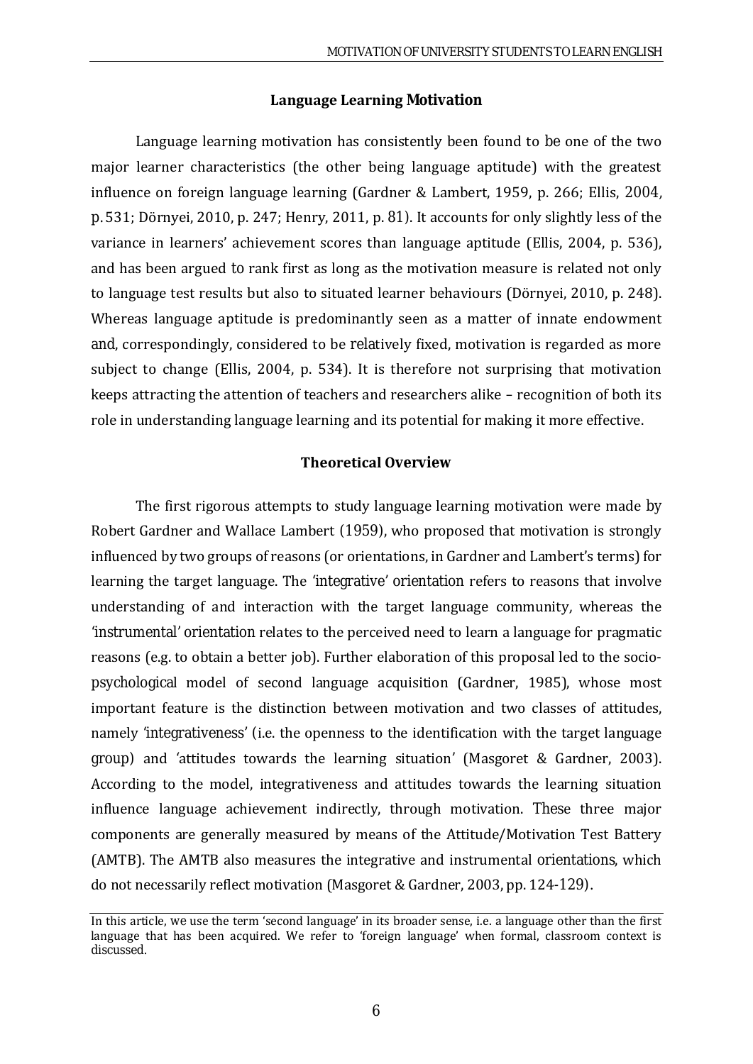## Language Learning Motivation

Language learning motivation has consistently been found to be one of the two major learner characteristics (the other being language aptitude) with the greatest influence on foreign language learning (Gardner & Lambert, 1959, p. 266; Ellis, 2004, p. 531; Dörnyei, 2010, p. 247; Henry, 2011, p. 81). It accounts for only slightly less of the variance in learners' achievement scores than language aptitude (Ellis, 2004, p. 536), and has been argued to rank first as long as the motivation measure is related not only to language test results but also to situated learner behaviours (Dörnyei, 2010, p. 248). Whereas language aptitude is predominantly seen as a matter of innate endowment and, correspondingly, considered to be relatively fixed, motivation is regarded as more subject to change (Ellis, 2004, p. 534). It is therefore not surprising that motivation keeps attracting the attention of teachers and researchers alike – recognition of both its role in understanding language learning and its potential for making it more effective.

## Theoretical Overview

The first rigorous attempts to study language learning motivation were made by Robert Gardner and Wallace Lambert (1959), who proposed that motivation is strongly influenced by two groups of reasons (or orientations, in Gardner and Lambert's terms) for learning the target language. The 'integrative' orientation refers to reasons that involve understanding of and interaction with the target language community, whereas the 'instrumental' orientation relates to the perceived need to learn a language for pragmatic reasons (e.g. to obtain a better job). Further elaboration of this proposal led to the socio-psychological model of second language acquisition (Gardner, 1985), whose most important feature is the distinction between motivation and two classes of attitudes, namely 'integrativeness' (i.e. the openness to the identification with the target language group) and 'attitudes towards the learning situation' (Masgoret & Gardner, 2003). According to the model, integrativeness and attitudes towards the learning situation influence language achievement indirectly, through motivation. These three major components are generally measured by means of the Attitude/Motivation Test Battery (AMTB). The AMTB also measures the integrative and instrumental orientations, which do not necessarily reflect motivation (Masgoret & Gardner, 2003, pp. 124-129).

In this article, we use the term 'second language' in its broader sense, i.e. a language other than the first language that has been acquired. We refer to 'foreign language' when formal, classroom context is discussed.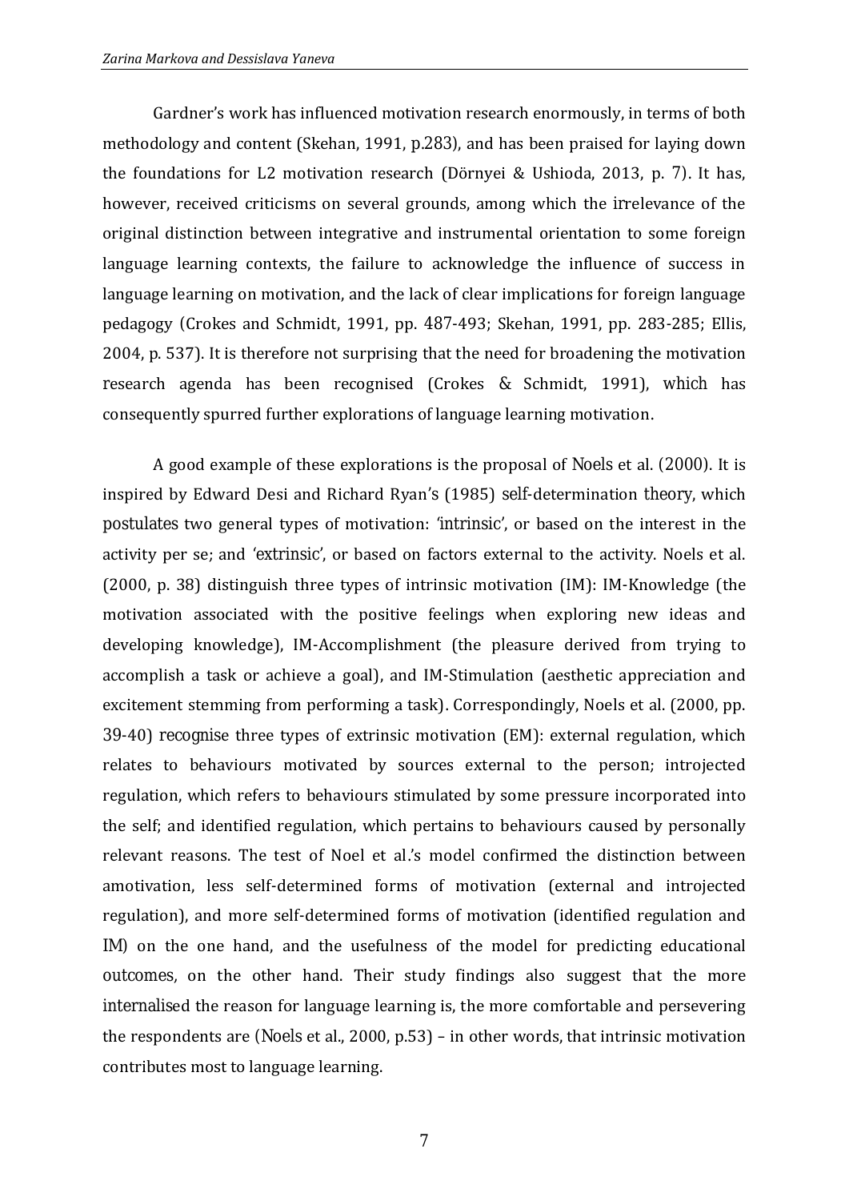Gardner's work has influenced motivation research enormously, in terms of both methodology and content (Skehan, 1991, p.283), and has been praised for laying down the foundations for L2 motivation research (Dörnyei & Ushioda, 2013, p. 7). It has, however, received criticisms on several grounds, among which the irrelevance of the original distinction between integrative and instrumental orientation to some foreign language learning contexts, the failure to acknowledge the influence of success in language learning on motivation, and the lack of clear implications for foreign language pedagogy (Crokes and Schmidt, 1991, pp. 487-493; Skehan, 1991, pp. 283-285; Ellis, 2004, p. 537). It is therefore not surprising that the need for broadening the motivation research agenda has been recognised (Crokes & Schmidt, 1991), which has consequently spurred further explorations of language learning motivation.

A good example of these explorations is the proposal of Noels et al. (2000). It is inspired by Edward Desi and Richard Ryan's (1985) self-determination theory, which postulates two general types of motivation: 'intrinsic', or based on the interest in the activity per se; and 'extrinsic', or based on factors external to the activity. Noels et al. (2000, p. 38) distinguish three types of intrinsic motivation (IM): IM-Knowledge (the motivation associated with the positive feelings when exploring new ideas and developing knowledge), IM-Accomplishment (the pleasure derived from trying to accomplish a task or achieve a goal), and IM-Stimulation (aesthetic appreciation and excitement stemming from performing a task). Correspondingly, Noels et al. (2000, pp. 39-40) recognise three types of extrinsic motivation (EM): external regulation, which relates to behaviours motivated by sources external to the person; introjected regulation, which refers to behaviours stimulated by some pressure incorporated into the self; and identified regulation, which pertains to behaviours caused by personally relevant reasons. The test of Noel et al.'s model confirmed the distinction between amotivation, less self-determined forms of motivation (external and introjected regulation), and more self-determined forms of motivation (identified regulation and IM) on the one hand, and the usefulness of the model for predicting educational outcomes, on the other hand. Their study findings also suggest that the more internalised the reason for language learning is, the more comfortable and persevering the respondents are (Noels et al., 2000, p.53) – in other words, that intrinsic motivation contributes most to language learning.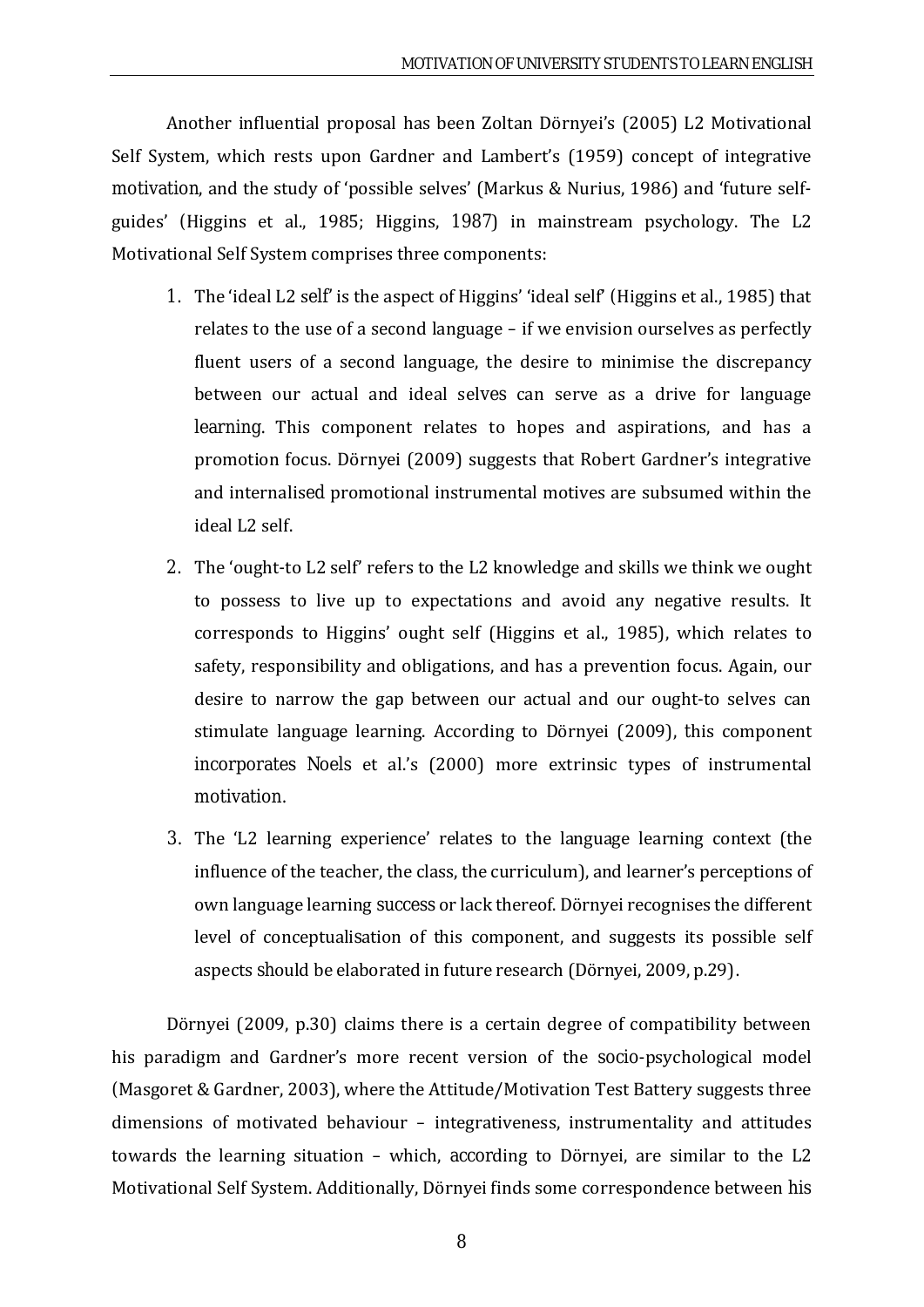Another influential proposal has been Zoltan Dörnyei's (2005) L2 Motivational Self System, which rests upon Gardner and Lambert's (1959) concept of integrative motivation, and the study of 'possible selves' (Markus & Nurius, 1986) and 'future self-guides' (Higgins et al., 1985; Higgins, 1987) in mainstream psychology. The L2 Motivational Self System comprises three components:

1. The 'ideal L2 self' is the aspect of Higgins' 'ideal self' (Higgins et al., 1985) that relates to the use of a second language – if we envision ourselves as perfectly fluent users of a second language, the desire to minimise the discrepancy between our actual and ideal selves can serve as a drive for language learning. This component relates to hopes and aspirations, and has a promotion focus. Dörnyei (2009) suggests that Robert Gardner's integrative and internalised promotional instrumental motives are subsumed within the ideal L2 self.
2. The 'ought-to L2 self' refers to the L2 knowledge and skills we think we ought to possess to live up to expectations and avoid any negative results. It corresponds to Higgins' ought self (Higgins et al., 1985), which relates to safety, responsibility and obligations, and has a prevention focus. Again, our desire to narrow the gap between our actual and our ought-to selves can stimulate language learning. According to Dörnyei (2009), this component incorporates Noels et al.'s (2000) more extrinsic types of instrumental motivation.
3. The 'L2 learning experience' relates to the language learning context (the influence of the teacher, the class, the curriculum), and learner's perceptions of own language learning success or lack thereof. Dörnyei recognises the different level of conceptualisation of this component, and suggests its possible self aspects should be elaborated in future research (Dörnyei, 2009, p.29).

Dörnyei (2009, p.30) claims there is a certain degree of compatibility between his paradigm and Gardner's more recent version of the socio-psychological model (Masgoret & Gardner, 2003), where the Attitude/Motivation Test Battery suggests three dimensions of motivated behaviour – integrativeness, instrumentality and attitudes towards the learning situation – which, according to Dörnyei, are similar to the L2 Motivational Self System. Additionally, Dörnyei finds some correspondence between his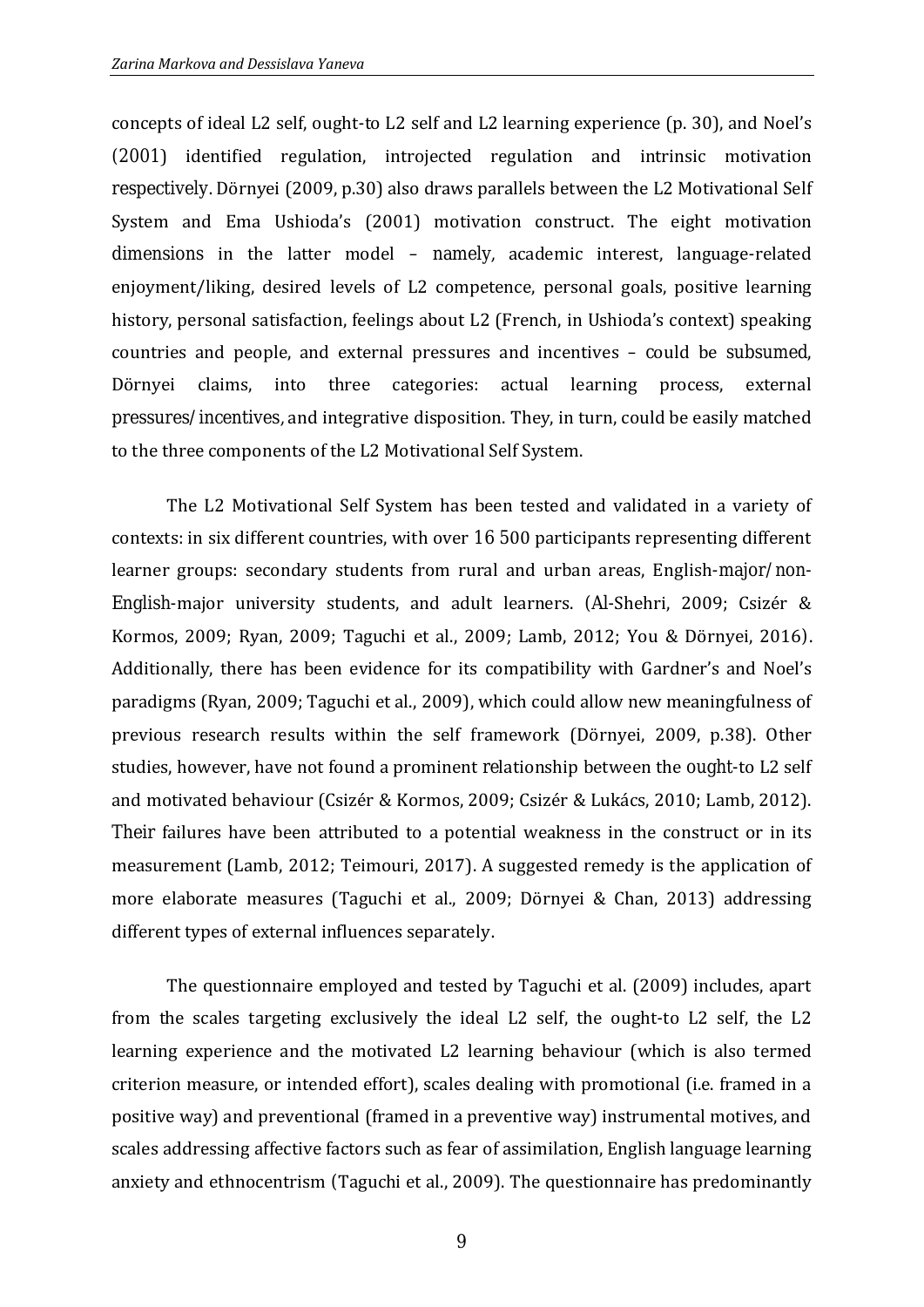concepts of ideal L2 self, ought-to L2 self and L2 learning experience (p. 30), and Noel's (2001) identified regulation, introjected regulation and intrinsic motivation respectively. Dörnyei (2009, p.30) also draws parallels between the L2 Motivational Self System and Ema Ushioda's (2001) motivation construct. The eight motivation dimensions in the latter model – namely, academic interest, language-related enjoyment/liking, desired levels of L2 competence, personal goals, positive learning history, personal satisfaction, feelings about L2 (French, in Ushioda's context) speaking countries and people, and external pressures and incentives – could be subsumed, Dörnyei claims, into three categories: actual learning process, external pressures/incentives, and integrative disposition. They, in turn, could be easily matched to the three components of the L2 Motivational Self System.

The L2 Motivational Self System has been tested and validated in a variety of contexts: in six different countries, with over 16 500 participants representing different learner groups: secondary students from rural and urban areas, English-major/non-English-major university students, and adult learners. (Al-Shehri, 2009; Csizér & Kormos, 2009; Ryan, 2009; Taguchi et al., 2009; Lamb, 2012; You & Dörnyei, 2016). Additionally, there has been evidence for its compatibility with Gardner's and Noel's paradigms (Ryan, 2009; Taguchi et al., 2009), which could allow new meaningfulness of previous research results within the self framework (Dörnyei, 2009, p.38). Other studies, however, have not found a prominent relationship between the ought-to L2 self and motivated behaviour (Csizér & Kormos, 2009; Csizér & Lukács, 2010; Lamb, 2012). Their failures have been attributed to a potential weakness in the construct or in its measurement (Lamb, 2012; Teimouri, 2017). A suggested remedy is the application of more elaborate measures (Taguchi et al., 2009; Dörnyei & Chan, 2013) addressing different types of external influences separately.

The questionnaire employed and tested by Taguchi et al. (2009) includes, apart from the scales targeting exclusively the ideal L2 self, the ought-to L2 self, the L2 learning experience and the motivated L2 learning behaviour (which is also termed criterion measure, or intended effort), scales dealing with promotional (i.e. framed in a positive way) and preventional (framed in a preventive way) instrumental motives, and scales addressing affective factors such as fear of assimilation, English language learning anxiety and ethnocentrism (Taguchi et al., 2009). The questionnaire has predominantly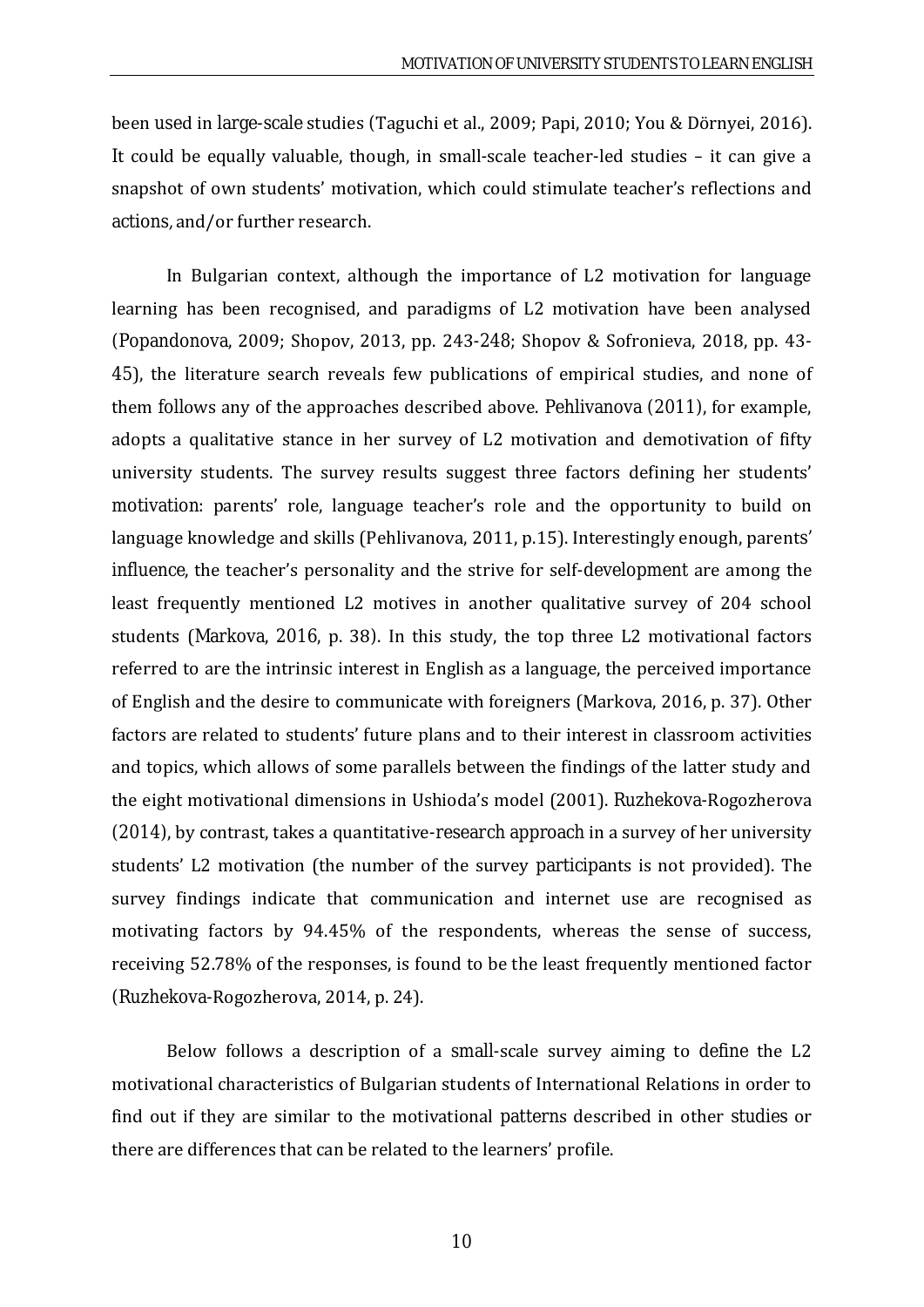been used in large-scale studies (Taguchi et al., 2009; Papi, 2010; You & Dörnyei, 2016). It could be equally valuable, though, in small-scale teacher-led studies – it can give a snapshot of own students' motivation, which could stimulate teacher's reflections and actions, and/or further research.

In Bulgarian context, although the importance of L2 motivation for language learning has been recognised, and paradigms of L2 motivation have been analysed (Popandonova, 2009; Shopov, 2013, pp. 243-248; Shopov & Sofronieva, 2018, pp. 43-45), the literature search reveals few publications of empirical studies, and none of them follows any of the approaches described above. Pehlivanova (2011), for example, adopts a qualitative stance in her survey of L2 motivation and demotivation of fifty university students. The survey results suggest three factors defining her students' motivation: parents' role, language teacher's role and the opportunity to build on language knowledge and skills (Pehlivanova, 2011, p.15). Interestingly enough, parents' influence, the teacher's personality and the strive for self-development are among the least frequently mentioned L2 motives in another qualitative survey of 204 school students (Markova, 2016, p. 38). In this study, the top three L2 motivational factors referred to are the intrinsic interest in English as a language, the perceived importance of English and the desire to communicate with foreigners (Markova, 2016, p. 37). Other factors are related to students' future plans and to their interest in classroom activities and topics, which allows of some parallels between the findings of the latter study and the eight motivational dimensions in Ushioda's model (2001). Ruzhekova-Rogozherova (2014), by contrast, takes a quantitative-research approach in a survey of her university students' L2 motivation (the number of the survey participants is not provided). The survey findings indicate that communication and internet use are recognised as motivating factors by 94.45% of the respondents, whereas the sense of success, receiving 52.78% of the responses, is found to be the least frequently mentioned factor (Ruzhekova-Rogozherova, 2014, p. 24).

Below follows a description of a small-scale survey aiming to define the L2 motivational characteristics of Bulgarian students of International Relations in order to find out if they are similar to the motivational patterns described in other studies or there are differences that can be related to the learners' profile.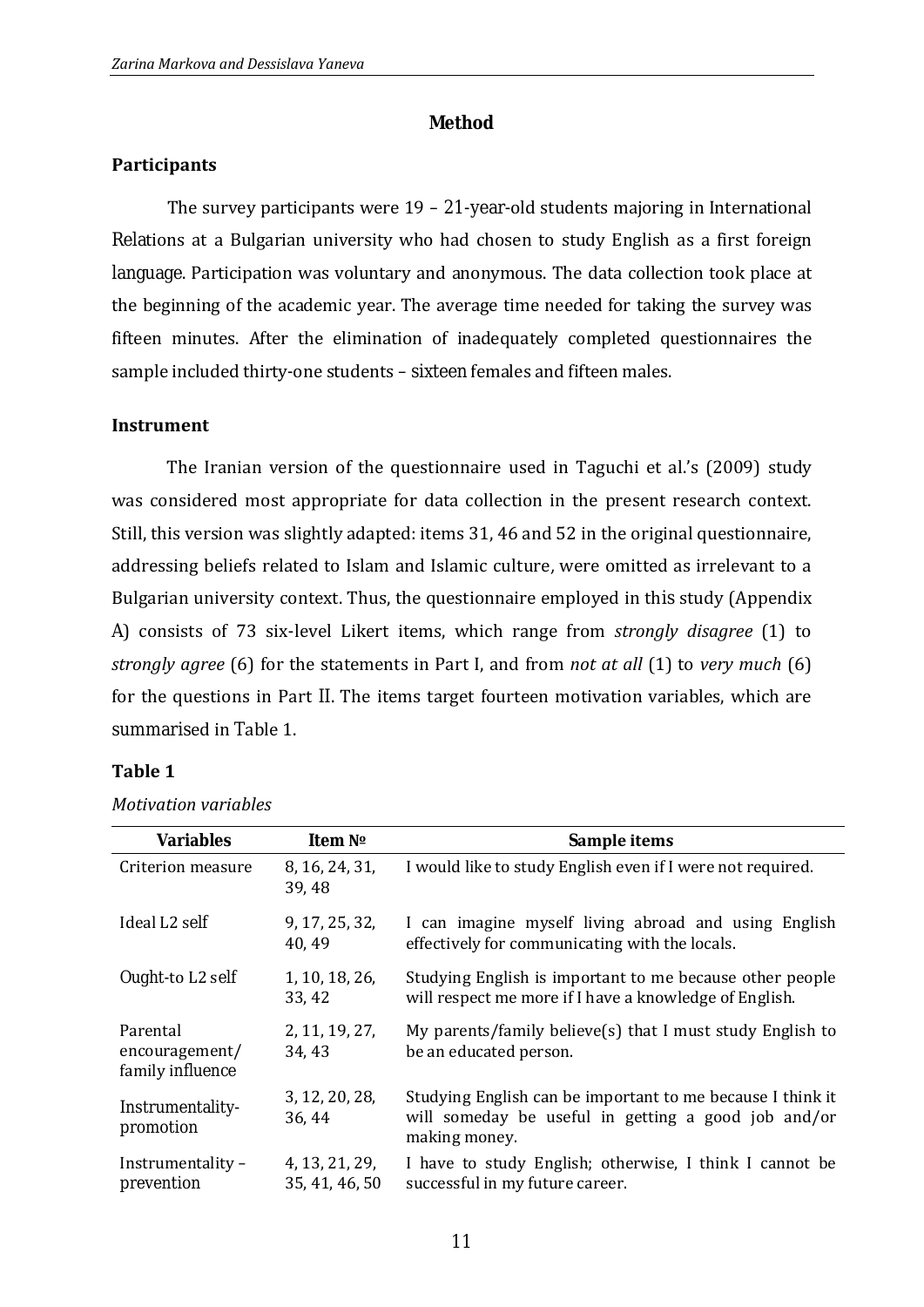## Method

### Participants

The survey participants were 19 – 21-year-old students majoring in International Relations at a Bulgarian university who had chosen to study English as a first foreign language. Participation was voluntary and anonymous. The data collection took place at the beginning of the academic year. The average time needed for taking the survey was fifteen minutes. After the elimination of inadequately completed questionnaires the sample included thirty-one students – sixteen females and fifteen males.

### Instrument

The Iranian version of the questionnaire used in Taguchi et al.'s (2009) study was considered most appropriate for data collection in the present research context. Still, this version was slightly adapted: items 31, 46 and 52 in the original questionnaire, addressing beliefs related to Islam and Islamic culture, were omitted as irrelevant to a Bulgarian university context. Thus, the questionnaire employed in this study (Appendix A) consists of 73 six-level Likert items, which range from *strongly disagree* (1) to *strongly agree* (6) for the statements in Part I, and from *not at all* (1) to *very much* (6) for the questions in Part II. The items target fourteen motivation variables, which are summarised in Table 1.

**Table 1**

*Motivation variables*

| Variables | Item № | Sample items |
|---|---|---|
| Criterion measure | 8, 16, 24, 31, 39, 48 | I would like to study English even if I were not required. |
| Ideal L2 self | 9, 17, 25, 32, 40, 49 | I can imagine myself living abroad and using English effectively for communicating with the locals. |
| Ought-to L2 self | 1, 10, 18, 26, 33, 42 | Studying English is important to me because other people will respect me more if I have a knowledge of English. |
| Parental encouragement/ family influence | 2, 11, 19, 27, 34, 43 | My parents/family believe(s) that I must study English to be an educated person. |
| Instrumentality-promotion | 3, 12, 20, 28, 36, 44 | Studying English can be important to me because I think it will someday be useful in getting a good job and/or making money. |
| Instrumentality – prevention | 4, 13, 21, 29, 35, 41, 46, 50 | I have to study English; otherwise, I think I cannot be successful in my future career. |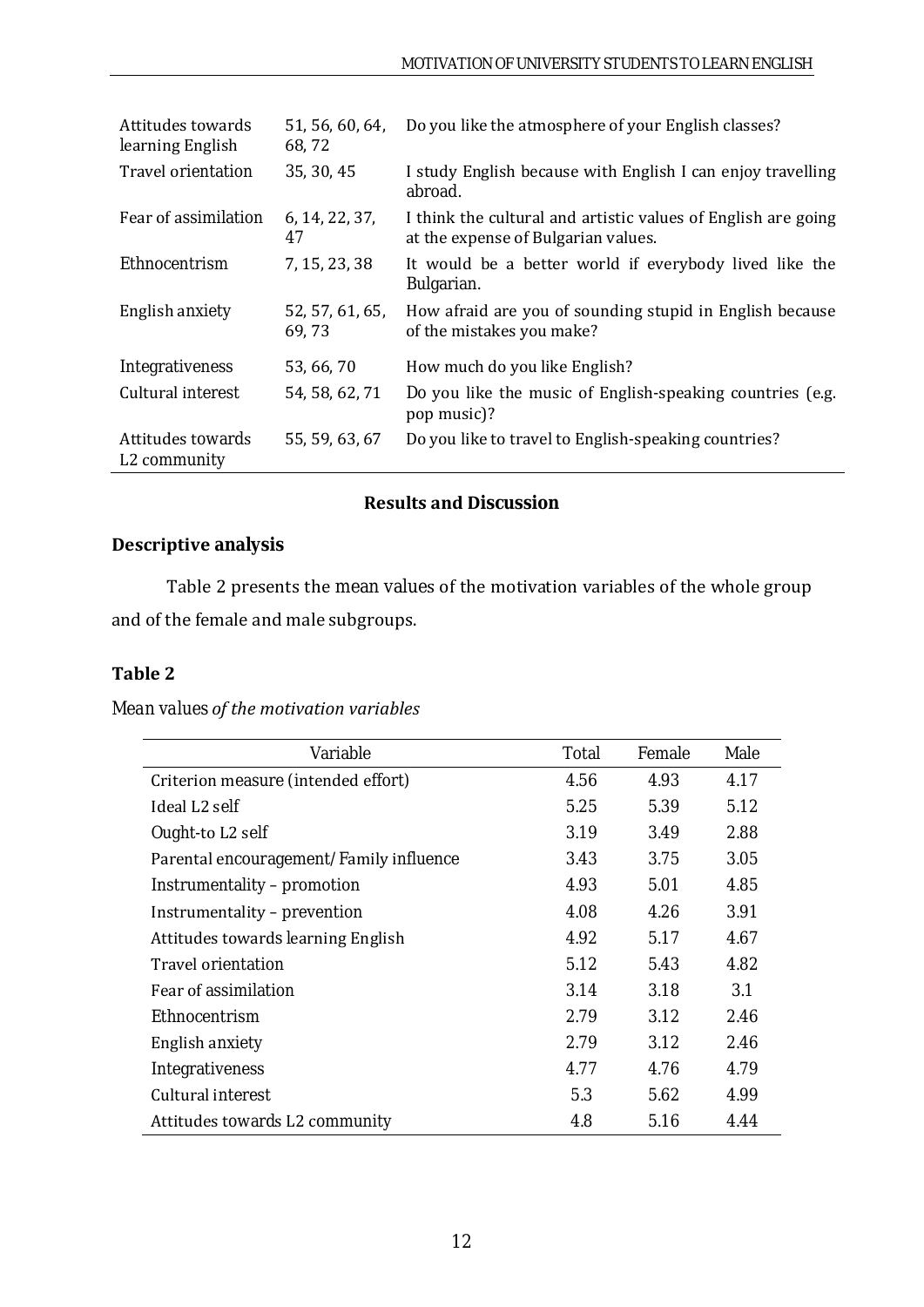| | | |
|---|---|---|
| Attitudes towards learning English | 51, 56, 60, 64, 68, 72 | Do you like the atmosphere of your English classes? |
| Travel orientation | 35, 30, 45 | I study English because with English I can enjoy travelling abroad. |
| Fear of assimilation | 6, 14, 22, 37, 47 | I think the cultural and artistic values of English are going at the expense of Bulgarian values. |
| Ethnocentrism | 7, 15, 23, 38 | It would be a better world if everybody lived like the Bulgarian. |
| English anxiety | 52, 57, 61, 65, 69, 73 | How afraid are you of sounding stupid in English because of the mistakes you make? |
| Integrativeness | 53, 66, 70 | How much do you like English? |
| Cultural interest | 54, 58, 62, 71 | Do you like the music of English-speaking countries (e.g. pop music)? |
| Attitudes towards L2 community | 55, 59, 63, 67 | Do you like to travel to English-speaking countries? |

## Results and Discussion

### Descriptive analysis

Table 2 presents the mean values of the motivation variables of the whole group and of the female and male subgroups.

**Table 2**

*Mean values of the motivation variables*

| Variable | Total | Female | Male |
|---|---|---|---|
| Criterion measure (intended effort) | 4.56 | 4.93 | 4.17 |
| Ideal L2 self | 5.25 | 5.39 | 5.12 |
| Ought-to L2 self | 3.19 | 3.49 | 2.88 |
| Parental encouragement/ Family influence | 3.43 | 3.75 | 3.05 |
| Instrumentality – promotion | 4.93 | 5.01 | 4.85 |
| Instrumentality – prevention | 4.08 | 4.26 | 3.91 |
| Attitudes towards learning English | 4.92 | 5.17 | 4.67 |
| Travel orientation | 5.12 | 5.43 | 4.82 |
| Fear of assimilation | 3.14 | 3.18 | 3.1 |
| Ethnocentrism | 2.79 | 3.12 | 2.46 |
| English anxiety | 2.79 | 3.12 | 2.46 |
| Integrativeness | 4.77 | 4.76 | 4.79 |
| Cultural interest | 5.3 | 5.62 | 4.99 |
| Attitudes towards L2 community | 4.8 | 5.16 | 4.44 |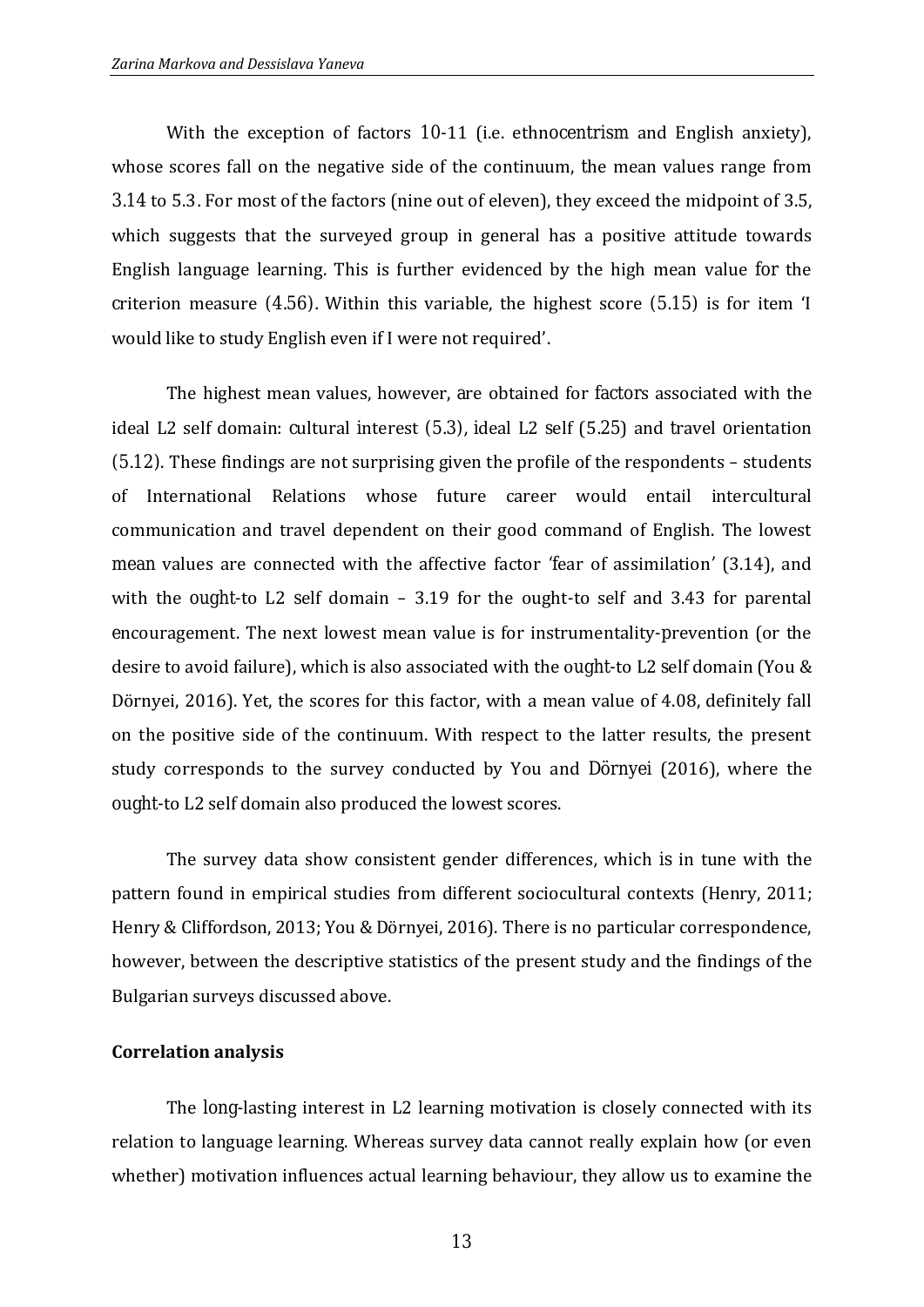With the exception of factors 10-11 (i.e. ethnocentrism and English anxiety), whose scores fall on the negative side of the continuum, the mean values range from 3.14 to 5.3. For most of the factors (nine out of eleven), they exceed the midpoint of 3.5, which suggests that the surveyed group in general has a positive attitude towards English language learning. This is further evidenced by the high mean value for the criterion measure (4.56). Within this variable, the highest score (5.15) is for item 'I would like to study English even if I were not required'.

The highest mean values, however, are obtained for factors associated with the ideal L2 self domain: cultural interest (5.3), ideal L2 self (5.25) and travel orientation (5.12). These findings are not surprising given the profile of the respondents – students of International Relations whose future career would entail intercultural communication and travel dependent on their good command of English. The lowest mean values are connected with the affective factor 'fear of assimilation' (3.14), and with the ought-to L2 self domain – 3.19 for the ought-to self and 3.43 for parental encouragement. The next lowest mean value is for instrumentality-prevention (or the desire to avoid failure), which is also associated with the ought-to L2 self domain (You & Dörnyei, 2016). Yet, the scores for this factor, with a mean value of 4.08, definitely fall on the positive side of the continuum. With respect to the latter results, the present study corresponds to the survey conducted by You and Dörnyei (2016), where the ought-to L2 self domain also produced the lowest scores.

The survey data show consistent gender differences, which is in tune with the pattern found in empirical studies from different sociocultural contexts (Henry, 2011; Henry & Cliffordson, 2013; You & Dörnyei, 2016). There is no particular correspondence, however, between the descriptive statistics of the present study and the findings of the Bulgarian surveys discussed above.

**Correlation analysis**

The long-lasting interest in L2 learning motivation is closely connected with its relation to language learning. Whereas survey data cannot really explain how (or even whether) motivation influences actual learning behaviour, they allow us to examine the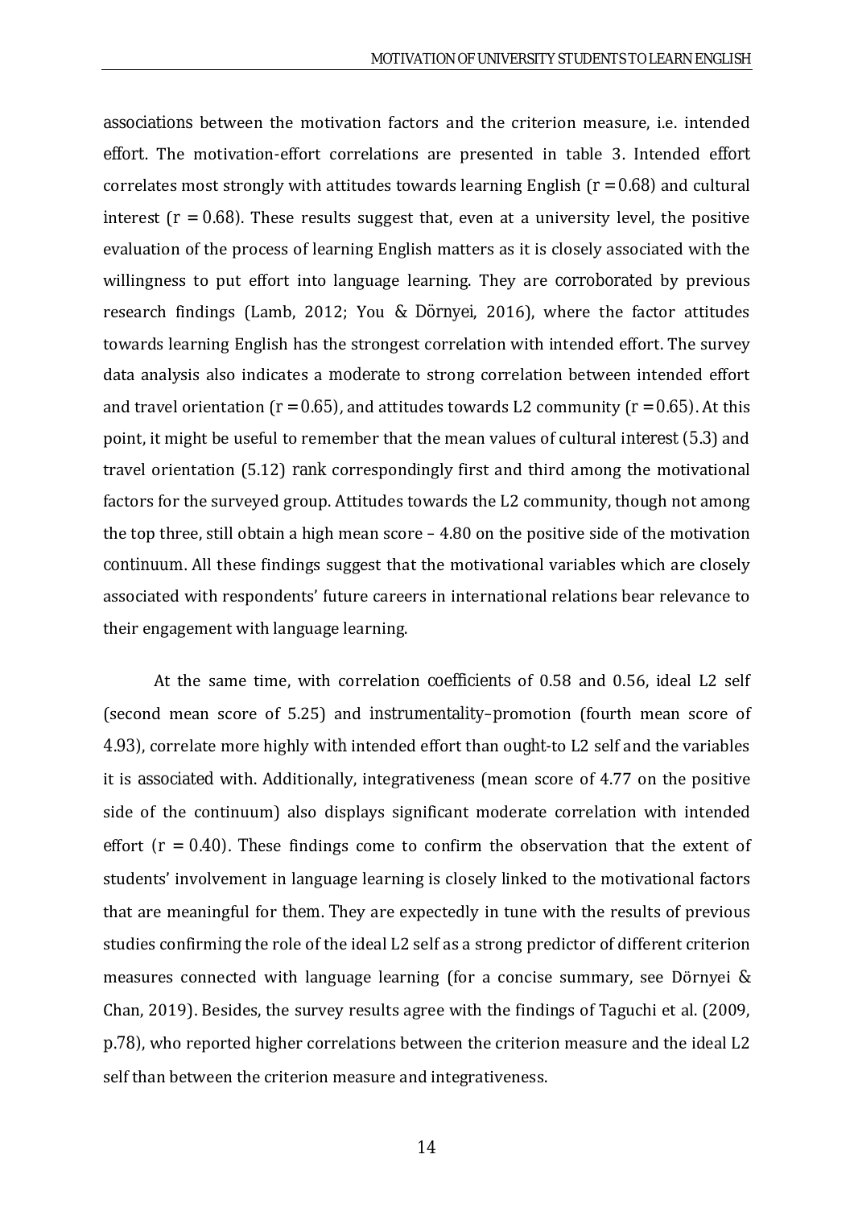associations between the motivation factors and the criterion measure, i.e. intended effort. The motivation-effort correlations are presented in table 3. Intended effort correlates most strongly with attitudes towards learning English ($r = 0.68$) and cultural interest ($r = 0.68$). These results suggest that, even at a university level, the positive evaluation of the process of learning English matters as it is closely associated with the willingness to put effort into language learning. They are corroborated by previous research findings (Lamb, 2012; You & Dörnyei, 2016), where the factor attitudes towards learning English has the strongest correlation with intended effort. The survey data analysis also indicates a moderate to strong correlation between intended effort and travel orientation ($r = 0.65$), and attitudes towards L2 community ($r = 0.65$). At this point, it might be useful to remember that the mean values of cultural interest (5.3) and travel orientation (5.12) rank correspondingly first and third among the motivational factors for the surveyed group. Attitudes towards the L2 community, though not among the top three, still obtain a high mean score – 4.80 on the positive side of the motivation continuum. All these findings suggest that the motivational variables which are closely associated with respondents' future careers in international relations bear relevance to their engagement with language learning.

At the same time, with correlation coefficients of 0.58 and 0.56, ideal L2 self (second mean score of 5.25) and instrumentality–promotion (fourth mean score of 4.93), correlate more highly with intended effort than ought-to L2 self and the variables it is associated with. Additionally, integrativeness (mean score of 4.77 on the positive side of the continuum) also displays significant moderate correlation with intended effort ($r = 0.40$). These findings come to confirm the observation that the extent of students' involvement in language learning is closely linked to the motivational factors that are meaningful for them. They are expectedly in tune with the results of previous studies confirming the role of the ideal L2 self as a strong predictor of different criterion measures connected with language learning (for a concise summary, see Dörnyei & Chan, 2019). Besides, the survey results agree with the findings of Taguchi et al. (2009, p.78), who reported higher correlations between the criterion measure and the ideal L2 self than between the criterion measure and integrativeness.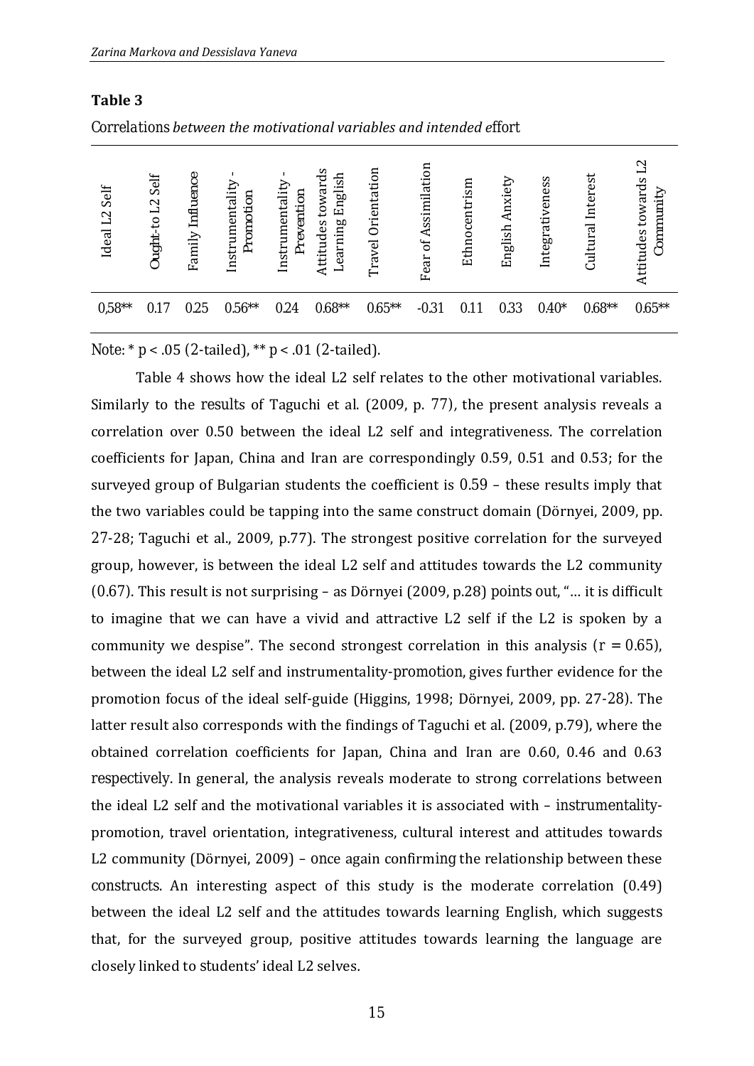**Table 3**

Correlations *between the motivational variables and intended e*ffort

| Ideal L2 Self | Ought-to L2 Self | Family Influence | Instrumentality - Promotion | Instrumentality - Prevention | Attitudes towards Learning English | Travel Orientation | Fear of Assimilation | Ethnocentrism | English Anxiety | Integrativeness | Cultural Interest | Attitudes towards L2 Community |
|---|---|---|---|---|---|---|---|---|---|---|---|---|
| 0,58** | 0.17 | 0.25 | 0.56** | 0.24 | 0.68** | 0.65** | -0.31 | 0.11 | 0.33 | 0.40* | 0.68** | 0.65** |

Note: * $p < .05$ (2-tailed), ** $p < .01$ (2-tailed).

Table 4 shows how the ideal L2 self relates to the other motivational variables. Similarly to the results of Taguchi et al. (2009, p. 77), the present analysis reveals a correlation over 0.50 between the ideal L2 self and integrativeness. The correlation coefficients for Japan, China and Iran are correspondingly 0.59, 0.51 and 0.53; for the surveyed group of Bulgarian students the coefficient is 0.59 – these results imply that the two variables could be tapping into the same construct domain (Dörnyei, 2009, pp. 27-28; Taguchi et al., 2009, p.77). The strongest positive correlation for the surveyed group, however, is between the ideal L2 self and attitudes towards the L2 community (0.67). This result is not surprising – as Dörnyei (2009, p.28) points out, "… it is difficult to imagine that we can have a vivid and attractive L2 self if the L2 is spoken by a community we despise". The second strongest correlation in this analysis ($r = 0.65$), between the ideal L2 self and instrumentality-promotion, gives further evidence for the promotion focus of the ideal self-guide (Higgins, 1998; Dörnyei, 2009, pp. 27-28). The latter result also corresponds with the findings of Taguchi et al. (2009, p.79), where the obtained correlation coefficients for Japan, China and Iran are 0.60, 0.46 and 0.63 respectively. In general, the analysis reveals moderate to strong correlations between the ideal L2 self and the motivational variables it is associated with – instrumentality-promotion, travel orientation, integrativeness, cultural interest and attitudes towards L2 community (Dörnyei, 2009) – once again confirming the relationship between these constructs. An interesting aspect of this study is the moderate correlation (0.49) between the ideal L2 self and the attitudes towards learning English, which suggests that, for the surveyed group, positive attitudes towards learning the language are closely linked to students' ideal L2 selves.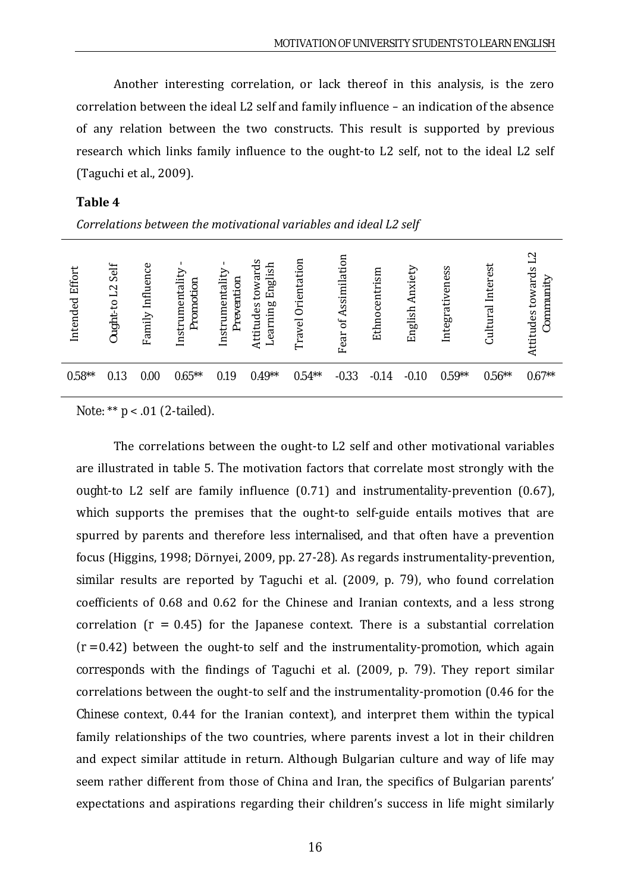Another interesting correlation, or lack thereof in this analysis, is the zero correlation between the ideal L2 self and family influence – an indication of the absence of any relation between the two constructs. This result is supported by previous research which links family influence to the ought-to L2 self, not to the ideal L2 self (Taguchi et al., 2009).

**Table 4**

*Correlations between the motivational variables and ideal L2 self*

| Intended Effort | Ought-to L2 Self | Family Influence | Instrumentality - Promotion | Instrumentality - Prevention | Attitudes towards Learning English | Travel Orientation | Fear of Assimilation | Ethnocentrism | English Anxiety | Integrativeness | Cultural Interest | Attitudes towards L2 Community |
|---|---|---|---|---|---|---|---|---|---|---|---|---|
| 0.58** | 0.13 | 0.00 | 0.65** | 0.19 | 0.49** | 0.54** | -0.33 | -0.14 | -0.10 | 0.59** | 0.56** | 0.67** |

Note: ** $p < .01$ (2-tailed).

The correlations between the ought-to L2 self and other motivational variables are illustrated in table 5. The motivation factors that correlate most strongly with the ought-to L2 self are family influence (0.71) and instrumentality-prevention (0.67), which supports the premises that the ought-to self-guide entails motives that are spurred by parents and therefore less internalised, and that often have a prevention focus (Higgins, 1998; Dörnyei, 2009, pp. 27-28). As regards instrumentality-prevention, similar results are reported by Taguchi et al. (2009, p. 79), who found correlation coefficients of 0.68 and 0.62 for the Chinese and Iranian contexts, and a less strong correlation ($r = 0.45$) for the Japanese context. There is a substantial correlation ($r = 0.42$) between the ought-to self and the instrumentality-promotion, which again corresponds with the findings of Taguchi et al. (2009, p. 79). They report similar correlations between the ought-to self and the instrumentality-promotion (0.46 for the Chinese context, 0.44 for the Iranian context), and interpret them within the typical family relationships of the two countries, where parents invest a lot in their children and expect similar attitude in return. Although Bulgarian culture and way of life may seem rather different from those of China and Iran, the specifics of Bulgarian parents' expectations and aspirations regarding their children's success in life might similarly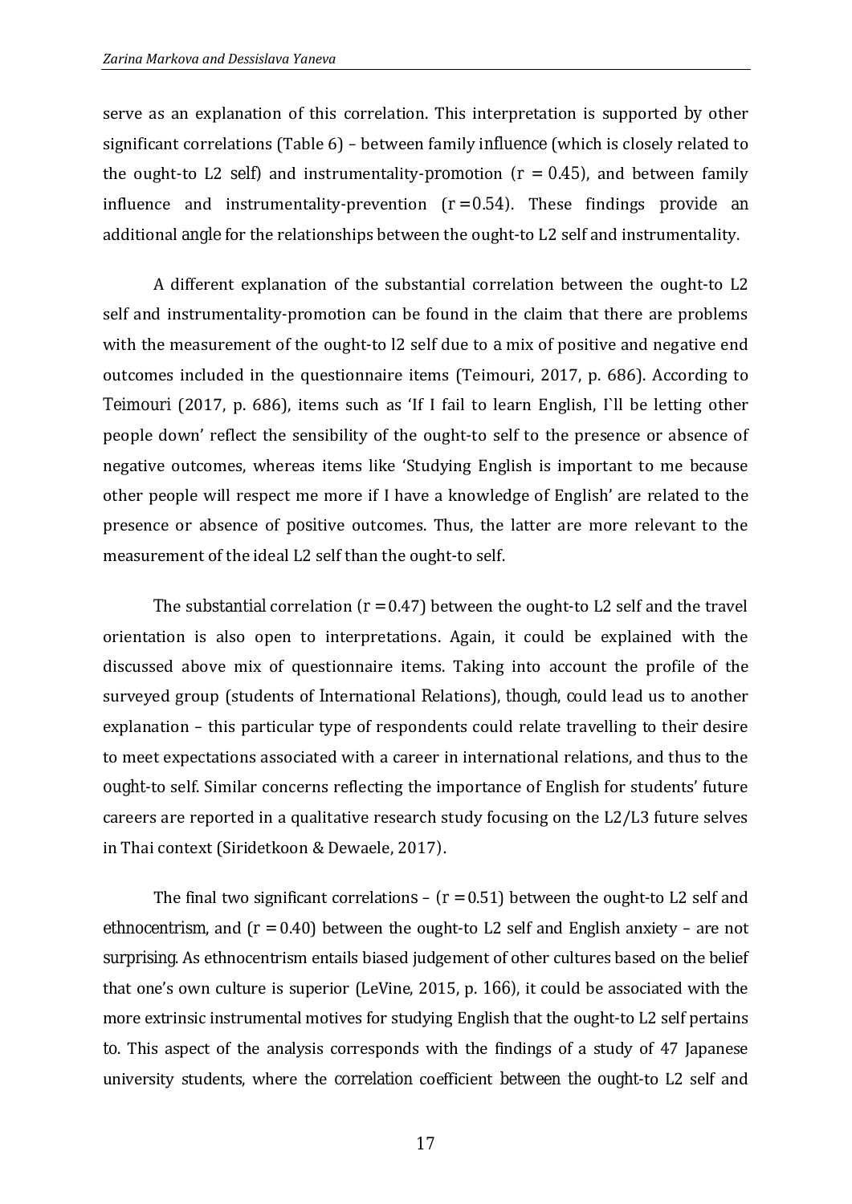serve as an explanation of this correlation. This interpretation is supported by other significant correlations (Table 6) – between family influence (which is closely related to the ought-to L2 self) and instrumentality-promotion ($r = 0.45$), and between family influence and instrumentality-prevention ($r = 0.54$). These findings provide an additional angle for the relationships between the ought-to L2 self and instrumentality.

A different explanation of the substantial correlation between the ought-to L2 self and instrumentality-promotion can be found in the claim that there are problems with the measurement of the ought-to l2 self due to a mix of positive and negative end outcomes included in the questionnaire items (Teimouri, 2017, p. 686). According to Teimouri (2017, p. 686), items such as 'If I fail to learn English, I`ll be letting other people down' reflect the sensibility of the ought-to self to the presence or absence of negative outcomes, whereas items like 'Studying English is important to me because other people will respect me more if I have a knowledge of English' are related to the presence or absence of positive outcomes. Thus, the latter are more relevant to the measurement of the ideal L2 self than the ought-to self.

The substantial correlation ($r = 0.47$) between the ought-to L2 self and the travel orientation is also open to interpretations. Again, it could be explained with the discussed above mix of questionnaire items. Taking into account the profile of the surveyed group (students of International Relations), though, could lead us to another explanation – this particular type of respondents could relate travelling to their desire to meet expectations associated with a career in international relations, and thus to the ought-to self. Similar concerns reflecting the importance of English for students' future careers are reported in a qualitative research study focusing on the L2/L3 future selves in Thai context (Siridetkoon & Dewaele, 2017).

The final two significant correlations – ($r = 0.51$) between the ought-to L2 self and ethnocentrism, and ($r = 0.40$) between the ought-to L2 self and English anxiety – are not surprising. As ethnocentrism entails biased judgement of other cultures based on the belief that one's own culture is superior (LeVine, 2015, p. 166), it could be associated with the more extrinsic instrumental motives for studying English that the ought-to L2 self pertains to. This aspect of the analysis corresponds with the findings of a study of 47 Japanese university students, where the correlation coefficient between the ought-to L2 self and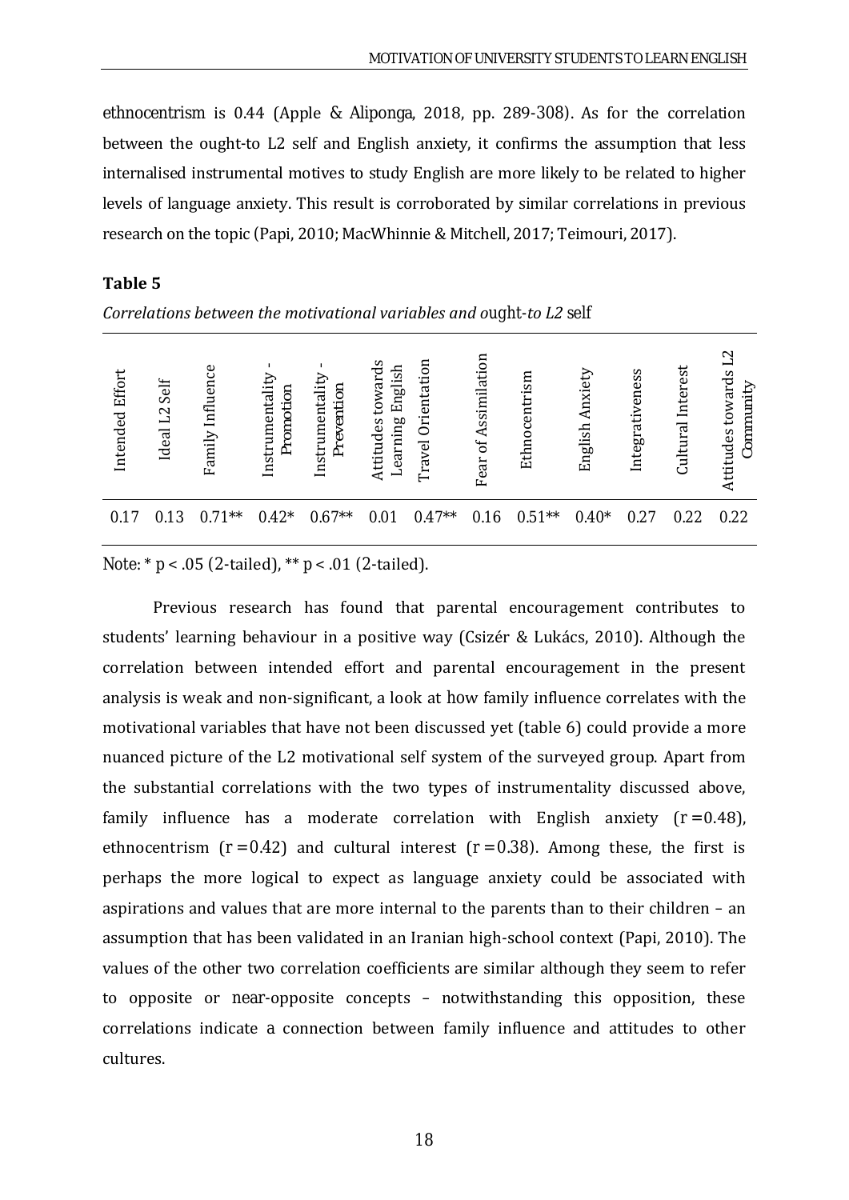ethnocentrism is 0.44 (Apple & Aliponga, 2018, pp. 289-308). As for the correlation between the ought-to L2 self and English anxiety, it confirms the assumption that less internalised instrumental motives to study English are more likely to be related to higher levels of language anxiety. This result is corroborated by similar correlations in previous research on the topic (Papi, 2010; MacWhinnie & Mitchell, 2017; Teimouri, 2017).

**Table 5**

*Correlations between the motivational variables and ought-to L2 self*

| Intended Effort | Ideal L2 Self | Family Influence | Instrumentality - Promotion | Instrumentality - Prevention | Attitudes towards Learning English | Travel Orientation | Fear of Assimilation | Ethnocentrism | English Anxiety | Integrativeness | Cultural Interest | Attitudes towards L2 Community |
|---|---|---|---|---|---|---|---|---|---|---|---|---|
| 0.17 | 0.13 | 0.71** | 0.42* | 0.67** | 0.01 | 0.47** | 0.16 | 0.51** | 0.40* | 0.27 | 0.22 | 0.22 |

Note: * $p < .05$ (2-tailed), ** $p < .01$ (2-tailed).

Previous research has found that parental encouragement contributes to students' learning behaviour in a positive way (Csizér & Lukács, 2010). Although the correlation between intended effort and parental encouragement in the present analysis is weak and non-significant, a look at how family influence correlates with the motivational variables that have not been discussed yet (table 6) could provide a more nuanced picture of the L2 motivational self system of the surveyed group. Apart from the substantial correlations with the two types of instrumentality discussed above, family influence has a moderate correlation with English anxiety ($r = 0.48$), ethnocentrism ($r = 0.42$) and cultural interest ($r = 0.38$). Among these, the first is perhaps the more logical to expect as language anxiety could be associated with aspirations and values that are more internal to the parents than to their children – an assumption that has been validated in an Iranian high-school context (Papi, 2010). The values of the other two correlation coefficients are similar although they seem to refer to opposite or near-opposite concepts – notwithstanding this opposition, these correlations indicate a connection between family influence and attitudes to other cultures.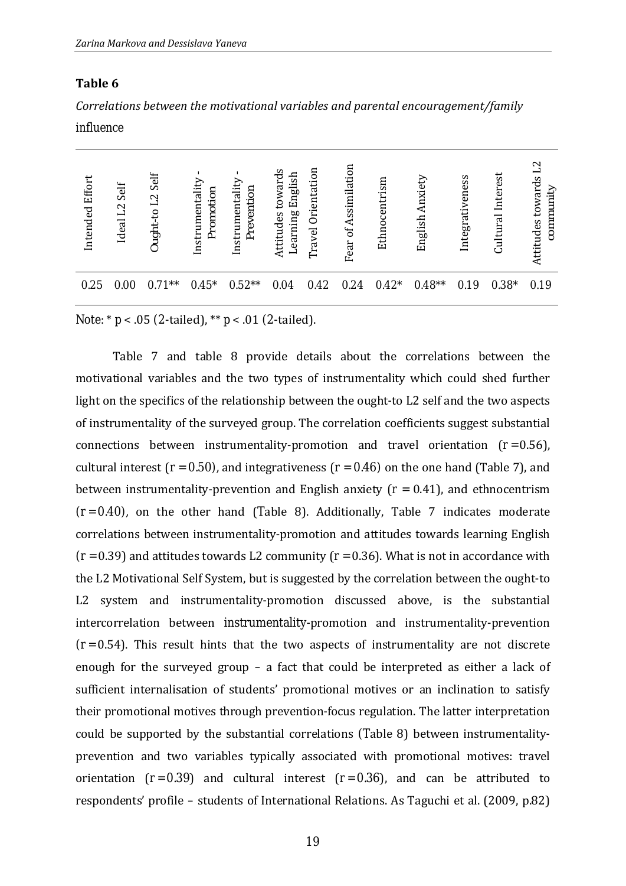**Table 6**

*Correlations between the motivational variables and parental encouragement/family influence*

| Intended Effort | Ideal L2 Self | Ought-to L2 Self | Instrumentality - Promotion | Instrumentality - Prevention | Attitudes towards Learning English | Travel Orientation | Fear of Assimilation | Ethnocentrism | English Anxiety | Integrativeness | Cultural Interest | Attitudes towards L2 community |
|---|---|---|---|---|---|---|---|---|---|---|---|---|
| 0.25 | 0.00 | 0.71** | 0.45* | 0.52** | 0.04 | 0.42 | 0.24 | 0.42* | 0.48** | 0.19 | 0.38* | 0.19 |

Note: * $p < .05$ (2-tailed), ** $p < .01$ (2-tailed).

Table 7 and table 8 provide details about the correlations between the motivational variables and the two types of instrumentality which could shed further light on the specifics of the relationship between the ought-to L2 self and the two aspects of instrumentality of the surveyed group. The correlation coefficients suggest substantial connections between instrumentality-promotion and travel orientation ($r = 0.56$), cultural interest ($r = 0.50$), and integrativeness ($r = 0.46$) on the one hand (Table 7), and between instrumentality-prevention and English anxiety ($r = 0.41$), and ethnocentrism ($r = 0.40$), on the other hand (Table 8). Additionally, Table 7 indicates moderate correlations between instrumentality-promotion and attitudes towards learning English ($r = 0.39$) and attitudes towards L2 community ($r = 0.36$). What is not in accordance with the L2 Motivational Self System, but is suggested by the correlation between the ought-to L2 system and instrumentality-promotion discussed above, is the substantial intercorrelation between instrumentality-promotion and instrumentality-prevention ($r = 0.54$). This result hints that the two aspects of instrumentality are not discrete enough for the surveyed group – a fact that could be interpreted as either a lack of sufficient internalisation of students' promotional motives or an inclination to satisfy their promotional motives through prevention-focus regulation. The latter interpretation could be supported by the substantial correlations (Table 8) between instrumentality-prevention and two variables typically associated with promotional motives: travel orientation ($r = 0.39$) and cultural interest ($r = 0.36$), and can be attributed to respondents' profile – students of International Relations. As Taguchi et al. (2009, p.82)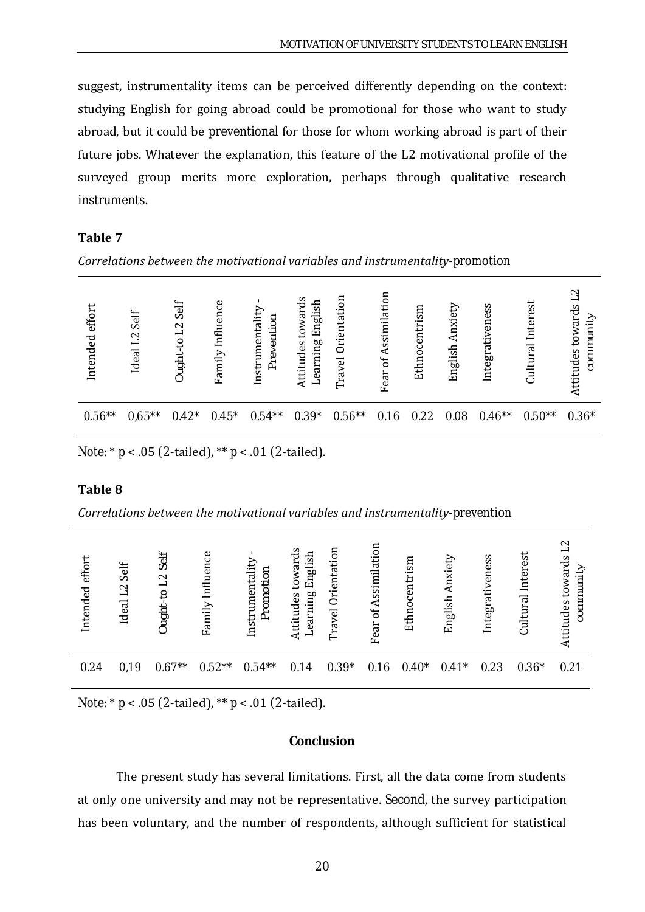suggest, instrumentality items can be perceived differently depending on the context: studying English for going abroad could be promotional for those who want to study abroad, but it could be preventional for those for whom working abroad is part of their future jobs. Whatever the explanation, this feature of the L2 motivational profile of the surveyed group merits more exploration, perhaps through qualitative research instruments.

**Table 7**

*Correlations between the motivational variables and instrumentality*-promotion

| Intended effort | Ideal L2 Self | Ought-to L2 Self | Family Influence | Instrumentality - Prevention | Attitudes towards Learning English | Travel Orientation | Fear of Assimilation | Ethnocentrism | English Anxiety | Integrativeness | Cultural Interest | Attitudes towards L2 community |
|---|---|---|---|---|---|---|---|---|---|---|---|---|
| 0.56** | 0,65** | 0.42* | 0.45* | 0.54** | 0.39* | 0.56** | 0.16 | 0.22 | 0.08 | 0.46** | 0.50** | 0.36* |

Note: * p < .05 (2-tailed), ** p < .01 (2-tailed).

**Table 8**

*Correlations between the motivational variables and instrumentality*-prevention

| Intended effort | Ideal L2 Self | Ought-to L2 Self | Family Influence | Instrumentality - Promotion | Attitudes towards Learning English | Travel Orientation | Fear of Assimilation | Ethnocentrism | English Anxiety | Integrativeness | Cultural Interest | Attitudes towards L2 community |
|---|---|---|---|---|---|---|---|---|---|---|---|---|
| 0.24 | 0,19 | 0.67** | 0.52** | 0.54** | 0.14 | 0.39* | 0.16 | 0.40* | 0.41* | 0.23 | 0.36* | 0.21 |

Note: * p < .05 (2-tailed), ** p < .01 (2-tailed).

## Conclusion

The present study has several limitations. First, all the data come from students at only one university and may not be representative. Second, the survey participation has been voluntary, and the number of respondents, although sufficient for statistical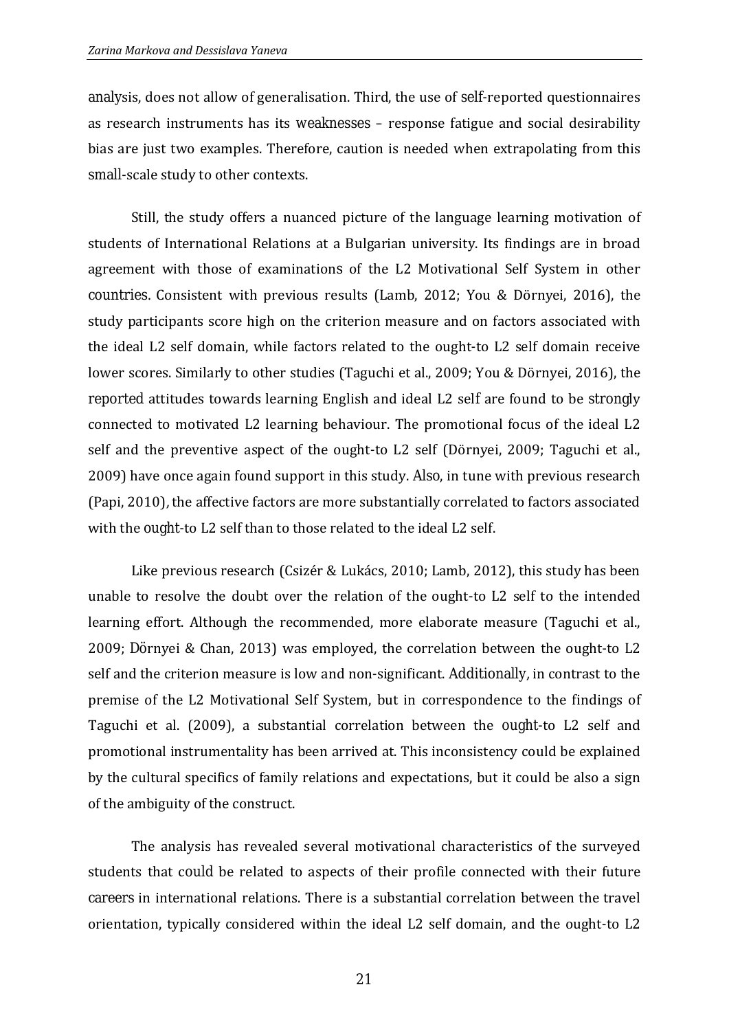analysis, does not allow of generalisation. Third, the use of self-reported questionnaires as research instruments has its weaknesses – response fatigue and social desirability bias are just two examples. Therefore, caution is needed when extrapolating from this small-scale study to other contexts.

Still, the study offers a nuanced picture of the language learning motivation of students of International Relations at a Bulgarian university. Its findings are in broad agreement with those of examinations of the L2 Motivational Self System in other countries. Consistent with previous results (Lamb, 2012; You & Dörnyei, 2016), the study participants score high on the criterion measure and on factors associated with the ideal L2 self domain, while factors related to the ought-to L2 self domain receive lower scores. Similarly to other studies (Taguchi et al., 2009; You & Dörnyei, 2016), the reported attitudes towards learning English and ideal L2 self are found to be strongly connected to motivated L2 learning behaviour. The promotional focus of the ideal L2 self and the preventive aspect of the ought-to L2 self (Dörnyei, 2009; Taguchi et al., 2009) have once again found support in this study. Also, in tune with previous research (Papi, 2010), the affective factors are more substantially correlated to factors associated with the ought-to L2 self than to those related to the ideal L2 self.

Like previous research (Csizér & Lukács, 2010; Lamb, 2012), this study has been unable to resolve the doubt over the relation of the ought-to L2 self to the intended learning effort. Although the recommended, more elaborate measure (Taguchi et al., 2009; Dörnyei & Chan, 2013) was employed, the correlation between the ought-to L2 self and the criterion measure is low and non-significant. Additionally, in contrast to the premise of the L2 Motivational Self System, but in correspondence to the findings of Taguchi et al. (2009), a substantial correlation between the ought-to L2 self and promotional instrumentality has been arrived at. This inconsistency could be explained by the cultural specifics of family relations and expectations, but it could be also a sign of the ambiguity of the construct.

The analysis has revealed several motivational characteristics of the surveyed students that could be related to aspects of their profile connected with their future careers in international relations. There is a substantial correlation between the travel orientation, typically considered within the ideal L2 self domain, and the ought-to L2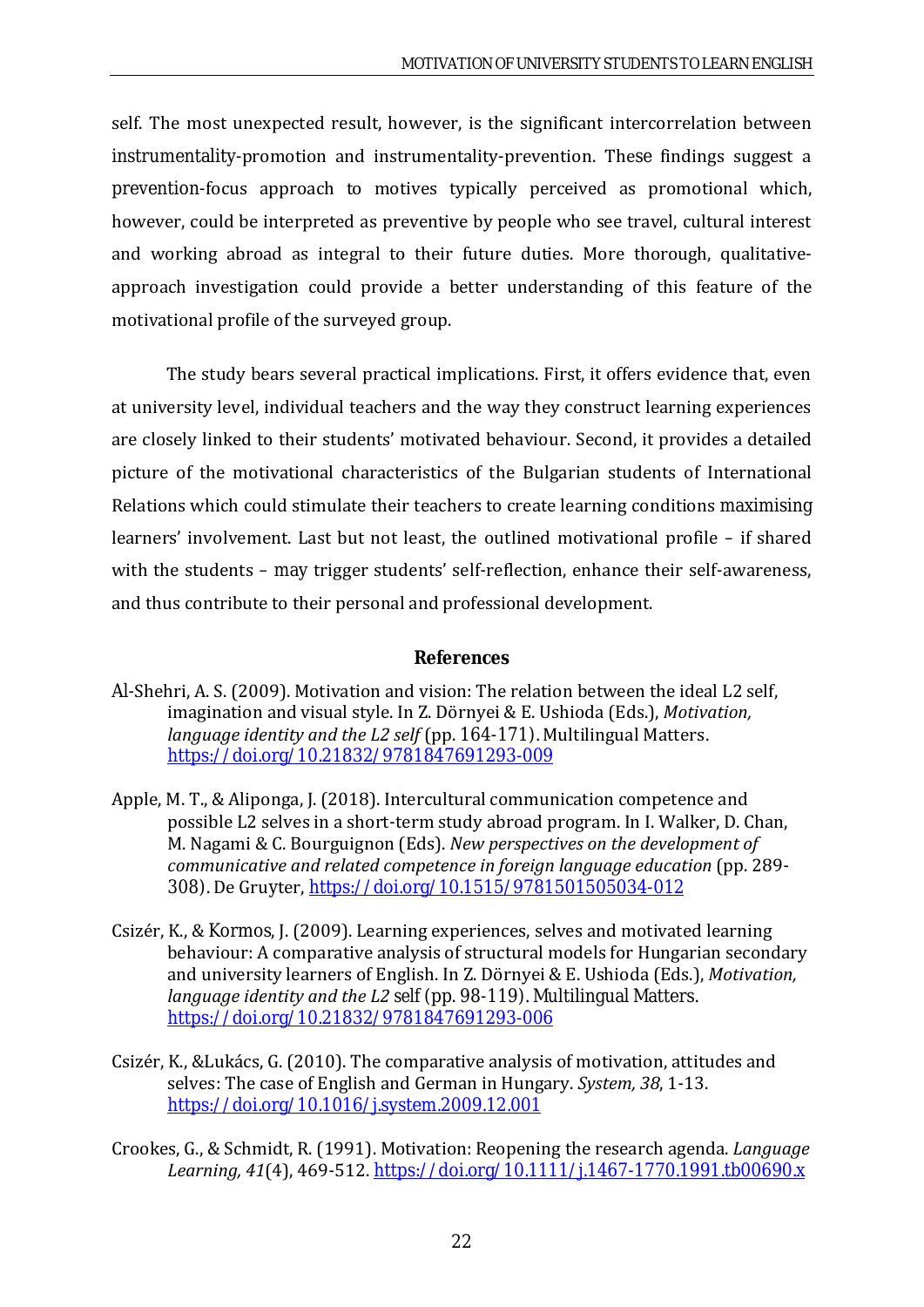self. The most unexpected result, however, is the significant intercorrelation between instrumentality-promotion and instrumentality-prevention. These findings suggest a prevention-focus approach to motives typically perceived as promotional which, however, could be interpreted as preventive by people who see travel, cultural interest and working abroad as integral to their future duties. More thorough, qualitative-approach investigation could provide a better understanding of this feature of the motivational profile of the surveyed group.

The study bears several practical implications. First, it offers evidence that, even at university level, individual teachers and the way they construct learning experiences are closely linked to their students' motivated behaviour. Second, it provides a detailed picture of the motivational characteristics of the Bulgarian students of International Relations which could stimulate their teachers to create learning conditions maximising learners' involvement. Last but not least, the outlined motivational profile – if shared with the students – may trigger students' self-reflection, enhance their self-awareness, and thus contribute to their personal and professional development.

## References

Al-Shehri, A. S. (2009). Motivation and vision: The relation between the ideal L2 self, imagination and visual style. In Z. Dörnyei & E. Ushioda (Eds.), *Motivation, language identity and the L2 self* (pp. 164-171). Multilingual Matters. https://doi.org/10.21832/9781847691293-009

Apple, M. T., & Aliponga, J. (2018). Intercultural communication competence and possible L2 selves in a short-term study abroad program. In I. Walker, D. Chan, M. Nagami & C. Bourguignon (Eds). *New perspectives on the development of communicative and related competence in foreign language education* (pp. 289-308). De Gruyter, https://doi.org/10.1515/9781501505034-012

Csizér, K., & Kormos, J. (2009). Learning experiences, selves and motivated learning behaviour: A comparative analysis of structural models for Hungarian secondary and university learners of English. In Z. Dörnyei & E. Ushioda (Eds.), *Motivation, language identity and the L2 self* (pp. 98-119). Multilingual Matters. https://doi.org/10.21832/9781847691293-006

Csizér, K., &Lukács, G. (2010). The comparative analysis of motivation, attitudes and selves: The case of English and German in Hungary. *System, 38*, 1-13. https://doi.org/10.1016/j.system.2009.12.001

Crookes, G., & Schmidt, R. (1991). Motivation: Reopening the research agenda. *Language Learning, 41*(4), 469-512. https://doi.org/10.1111/j.1467-1770.1991.tb00690.x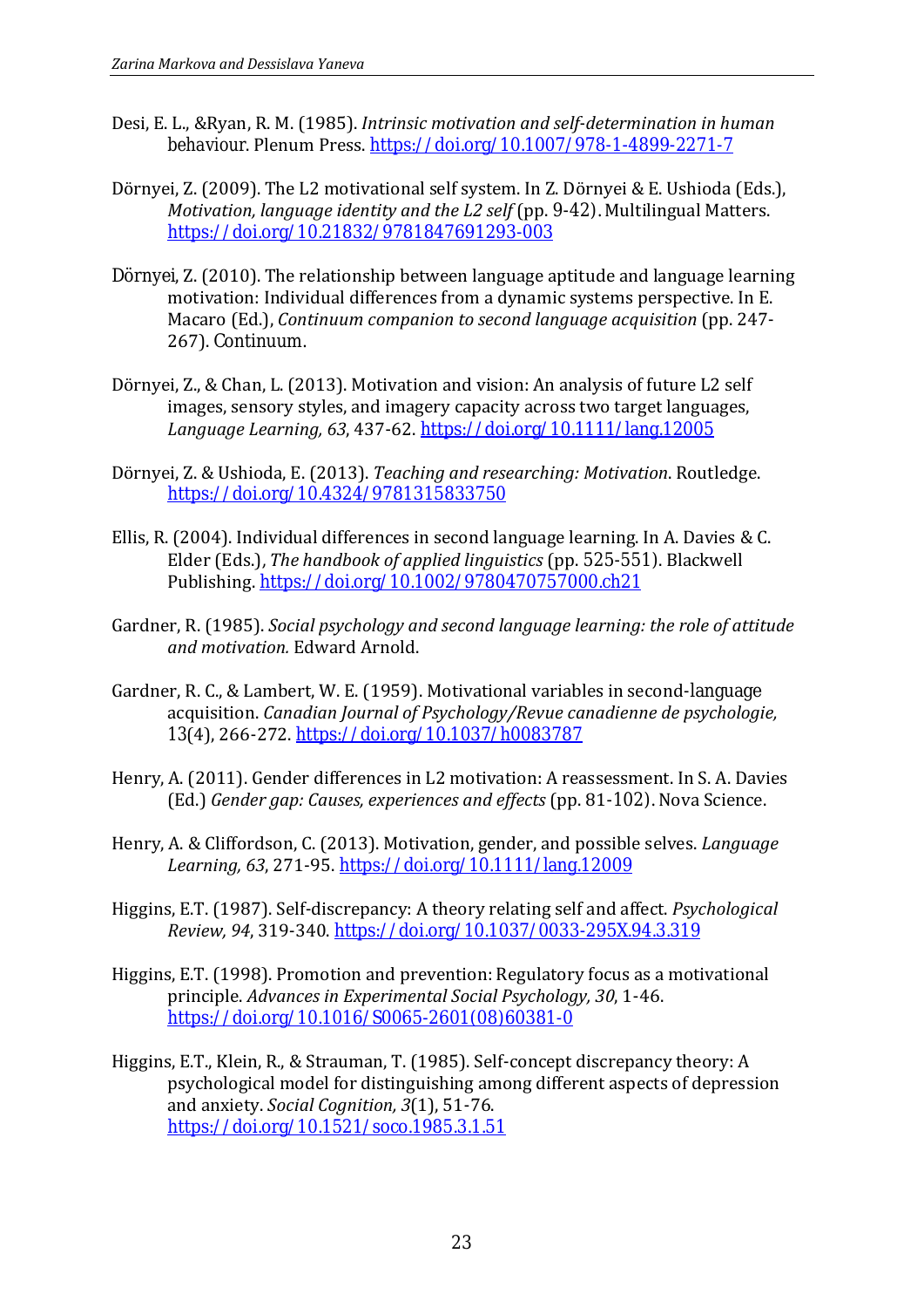Desi, E. L., &Ryan, R. M. (1985). *Intrinsic motivation and self-determination in human* behaviour. Plenum Press. https://doi.org/10.1007/978-1-4899-2271-7

Dörnyei, Z. (2009). The L2 motivational self system. In Z. Dörnyei & E. Ushioda (Eds.), *Motivation, language identity and the L2 self* (pp. 9-42). Multilingual Matters. https://doi.org/10.21832/9781847691293-003

Dörnyei, Z. (2010). The relationship between language aptitude and language learning motivation: Individual differences from a dynamic systems perspective. In E. Macaro (Ed.), *Continuum companion to second language acquisition* (pp. 247-267). Continuum.

Dörnyei, Z., & Chan, L. (2013). Motivation and vision: An analysis of future L2 self images, sensory styles, and imagery capacity across two target languages, *Language Learning, 63*, 437-62. https://doi.org/10.1111/lang.12005

Dörnyei, Z. & Ushioda, E. (2013). *Teaching and researching: Motivation*. Routledge. https://doi.org/10.4324/9781315833750

Ellis, R. (2004). Individual differences in second language learning. In A. Davies & C. Elder (Eds.), *The handbook of applied linguistics* (pp. 525-551). Blackwell Publishing. https://doi.org/10.1002/9780470757000.ch21

Gardner, R. (1985). *Social psychology and second language learning: the role of attitude and motivation.* Edward Arnold.

Gardner, R. C., & Lambert, W. E. (1959). Motivational variables in second-language acquisition. *Canadian Journal of Psychology/Revue canadienne de psychologie,* 13(4), 266-272. https://doi.org/10.1037/h0083787

Henry, A. (2011). Gender differences in L2 motivation: A reassessment. In S. A. Davies (Ed.) *Gender gap: Causes, experiences and effects* (pp. 81-102). Nova Science.

Henry, A. & Cliffordson, C. (2013). Motivation, gender, and possible selves. *Language Learning, 63*, 271-95. https://doi.org/10.1111/lang.12009

Higgins, E.T. (1987). Self-discrepancy: A theory relating self and affect. *Psychological Review, 94*, 319-340. https://doi.org/10.1037/0033-295X.94.3.319

Higgins, E.T. (1998). Promotion and prevention: Regulatory focus as a motivational principle. *Advances in Experimental Social Psychology, 30*, 1-46. https://doi.org/10.1016/S0065-2601(08)60381-0

Higgins, E.T., Klein, R., & Strauman, T. (1985). Self-concept discrepancy theory: A psychological model for distinguishing among different aspects of depression and anxiety. *Social Cognition, 3*(1), 51-76. https://doi.org/10.1521/soco.1985.3.1.51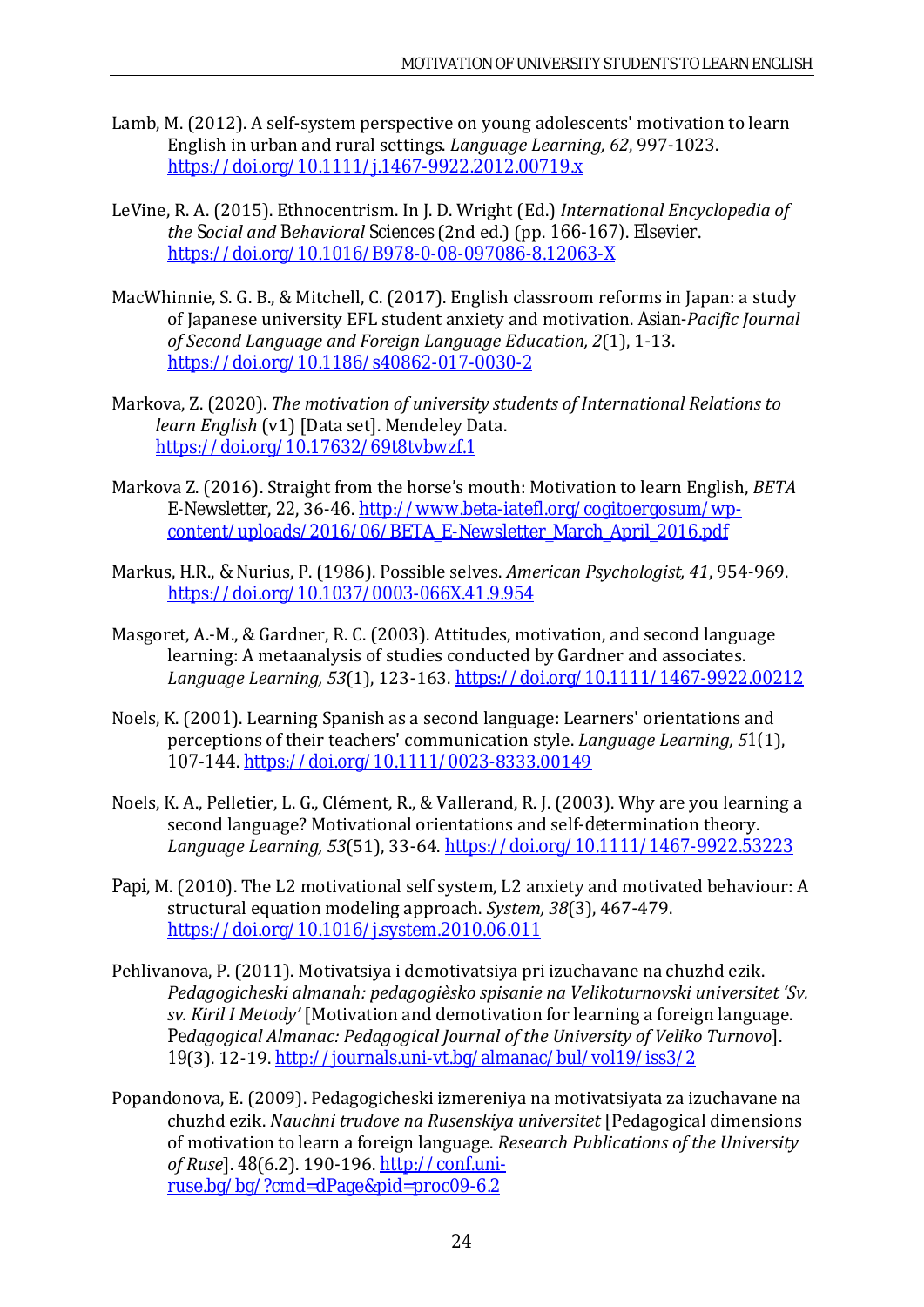Lamb, M. (2012). A self-system perspective on young adolescents' motivation to learn English in urban and rural settings. *Language Learning, 62*, 997-1023. https://doi.org/10.1111/j.1467-9922.2012.00719.x

LeVine, R. A. (2015). Ethnocentrism. In J. D. Wright (Ed.) *International Encyclopedia of the Social and Behavioral* Sciences (2nd ed.) (pp. 166-167). Elsevier. https://doi.org/10.1016/B978-0-08-097086-8.12063-X

MacWhinnie, S. G. B., & Mitchell, C. (2017). English classroom reforms in Japan: a study of Japanese university EFL student anxiety and motivation. Asian-*Pacific Journal of Second Language and Foreign Language Education, 2*(1), 1-13. https://doi.org/10.1186/s40862-017-0030-2

Markova, Z. (2020). *The motivation of university students of International Relations to learn English* (v1) [Data set]. Mendeley Data. https://doi.org/10.17632/69t8tvbwzf.1

Markova Z. (2016). Straight from the horse's mouth: Motivation to learn English, *BETA* E-Newsletter, 22, 36-46. http://www.beta-iatefl.org/cogitoergosum/wp-content/uploads/2016/06/BETA_E-Newsletter_March_April_2016.pdf

Markus, H.R., & Nurius, P. (1986). Possible selves. *American Psychologist, 41*, 954-969. https://doi.org/10.1037/0003-066X.41.9.954

Masgoret, A.-M., & Gardner, R. C. (2003). Attitudes, motivation, and second language learning: A metaanalysis of studies conducted by Gardner and associates. *Language Learning, 53*(1), 123-163. https://doi.org/10.1111/1467-9922.00212

Noels, K. (2001). Learning Spanish as a second language: Learners' orientations and perceptions of their teachers' communication style. *Language Learning, 5*1(1), 107-144. https://doi.org/10.1111/0023-8333.00149

Noels, K. A., Pelletier, L. G., Clément, R., & Vallerand, R. J. (2003). Why are you learning a second language? Motivational orientations and self-determination theory. *Language Learning, 53*(51), 33-64. https://doi.org/10.1111/1467-9922.53223

Papi, M. (2010). The L2 motivational self system, L2 anxiety and motivated behaviour: A structural equation modeling approach. *System, 38*(3), 467-479. https://doi.org/10.1016/j.system.2010.06.011

Pehlivanova, P. (2011). Motivatsiya i demotivatsiya pri izuchavane na chuzhd ezik. *Pedagogicheski almanah: pedagogièsko spisanie na Velikoturnovski universitet 'Sv. sv. Kiril I Metody'* [Motivation and demotivation for learning a foreign language. P*edagogical Almanac: Pedagogical Journal of the University of Veliko Turnovo*]. 19(3). 12-19. http://journals.uni-vt.bg/almanac/bul/vol19/iss3/2

Popandonova, E. (2009). Pedagogicheski izmereniya na motivatsiyata za izuchavane na chuzhd ezik. *Nauchni trudove na Rusenskiya universitet* [Pedagogical dimensions of motivation to learn a foreign language. *Research Publications of the University of Ruse*]. 48(6.2). 190-196. http://conf.uni-ruse.bg/bg/?cmd=dPage&pid=proc09-6.2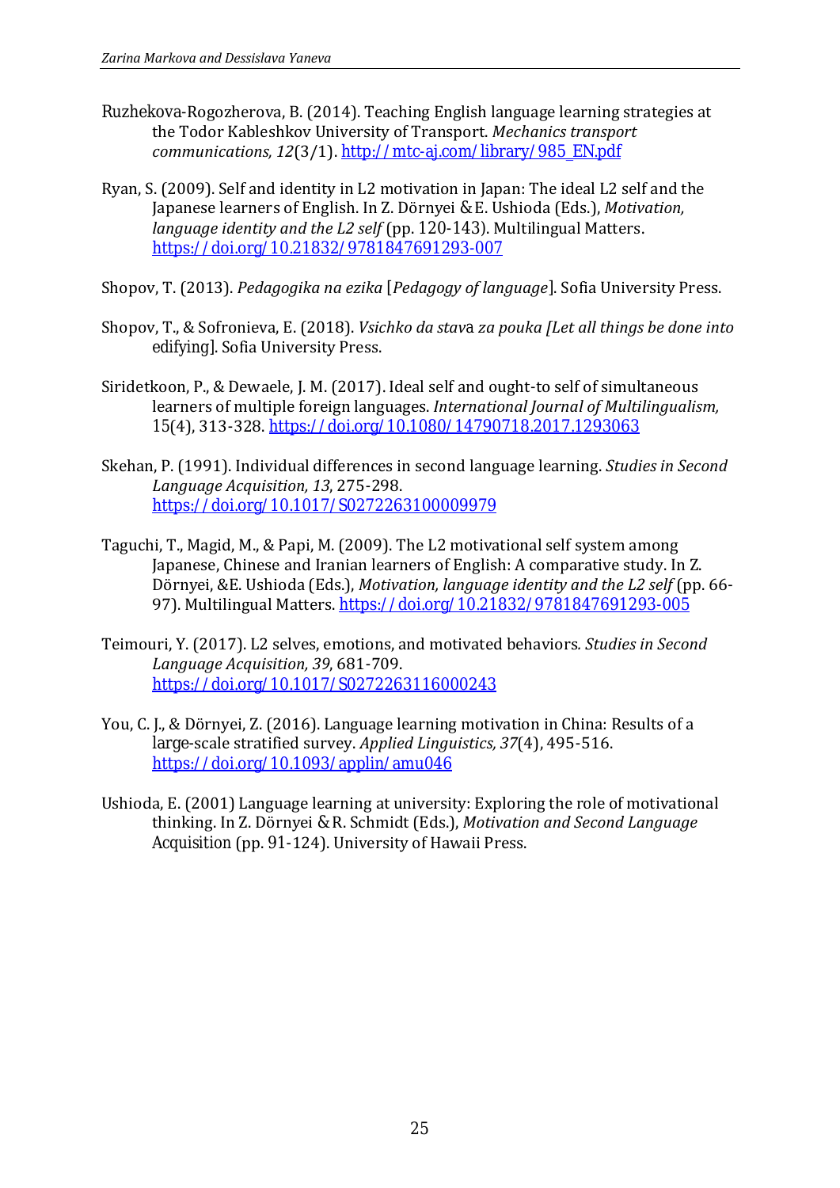Ruzhekova-Rogozherova, B. (2014). Teaching English language learning strategies at the Todor Kableshkov University of Transport. *Mechanics transport communications, 12*(3/1). http://mtc-aj.com/library/985_EN.pdf

Ryan, S. (2009). Self and identity in L2 motivation in Japan: The ideal L2 self and the Japanese learners of English. In Z. Dörnyei & E. Ushioda (Eds.), *Motivation, language identity and the L2 self* (pp. 120-143). Multilingual Matters. https://doi.org/10.21832/9781847691293-007

Shopov, T. (2013). *Pedagogika na ezika* [*Pedagogy of language*]. Sofia University Press.

Shopov, T., & Sofronieva, E. (2018). *Vsichko da stava za pouka [Let all things be done into* edifying]. Sofia University Press.

Siridetkoon, P., & Dewaele, J. M. (2017). Ideal self and ought-to self of simultaneous learners of multiple foreign languages. *International Journal of Multilingualism,* 15(4), 313-328. https://doi.org/10.1080/14790718.2017.1293063

Skehan, P. (1991). Individual differences in second language learning. *Studies in Second Language Acquisition, 13*, 275-298. https://doi.org/10.1017/S0272263100009979

Taguchi, T., Magid, M., & Papi, M. (2009). The L2 motivational self system among Japanese, Chinese and Iranian learners of English: A comparative study. In Z. Dörnyei, &E. Ushioda (Eds.), *Motivation, language identity and the L2 self* (pp. 66-97). Multilingual Matters. https://doi.org/10.21832/9781847691293-005

Teimouri, Y. (2017). L2 selves, emotions, and motivated behaviors. *Studies in Second Language Acquisition, 39*, 681-709. https://doi.org/10.1017/S0272263116000243

You, C. J., & Dörnyei, Z. (2016). Language learning motivation in China: Results of a large-scale stratified survey. *Applied Linguistics, 37*(4), 495-516. https://doi.org/10.1093/applin/amu046

Ushioda, E. (2001) Language learning at university: Exploring the role of motivational thinking. In Z. Dörnyei & R. Schmidt (Eds.), *Motivation and Second Language* Acquisition (pp. 91-124). University of Hawaii Press.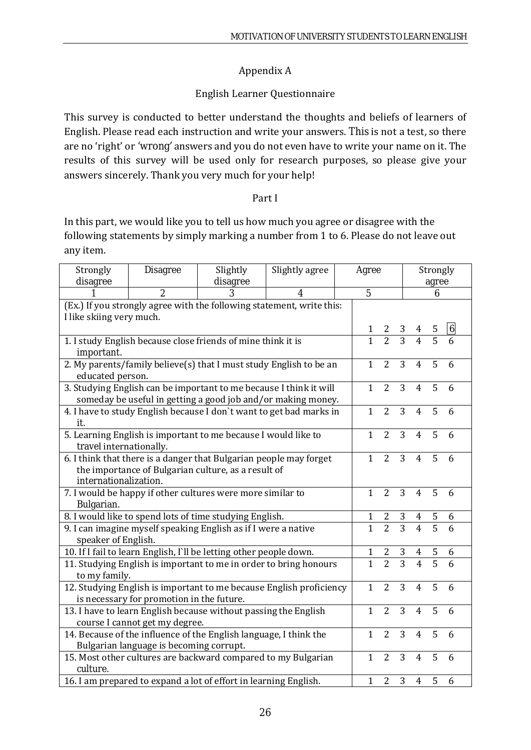# Appendix A

## English Learner Questionnaire

This survey is conducted to better understand the thoughts and beliefs of learners of English. Please read each instruction and write your answers. This is not a test, so there are no 'right' or 'wrong' answers and you do not even have to write your name on it. The results of this survey will be used only for research purposes, so please give your answers sincerely. Thank you very much for your help!

### Part I

In this part, we would like you to tell us how much you agree or disagree with the following statements by simply marking a number from 1 to 6. Please do not leave out any item.

| Strongly disagree | Disagree | Slightly disagree | Slightly agree | Agree | Strongly agree |
|---|---|---|---|---|---|
| 1 | 2 | 3 | 4 | 5 | 6 |

| Statement | Rating |
|---|---|
| (Ex.) If you strongly agree with the following statement, write this: I like skiing very much. | 1 2 3 4 5 [6] |
| 1. I study English because close friends of mine think it is important. | 1 2 3 4 5 6 |
| 2. My parents/family believe(s) that I must study English to be an educated person. | 1 2 3 4 5 6 |
| 3. Studying English can be important to me because I think it will someday be useful in getting a good job and/or making money. | 1 2 3 4 5 6 |
| 4. I have to study English because I don`t want to get bad marks in it. | 1 2 3 4 5 6 |
| 5. Learning English is important to me because I would like to travel internationally. | 1 2 3 4 5 6 |
| 6. I think that there is a danger that Bulgarian people may forget the importance of Bulgarian culture, as a result of internationalization. | 1 2 3 4 5 6 |
| 7. I would be happy if other cultures were more similar to Bulgarian. | 1 2 3 4 5 6 |
| 8. I would like to spend lots of time studying English. | 1 2 3 4 5 6 |
| 9. I can imagine myself speaking English as if I were a native speaker of English. | 1 2 3 4 5 6 |
| 10. If I fail to learn English, I`ll be letting other people down. | 1 2 3 4 5 6 |
| 11. Studying English is important to me in order to bring honours to my family. | 1 2 3 4 5 6 |
| 12. Studying English is important to me because English proficiency is necessary for promotion in the future. | 1 2 3 4 5 6 |
| 13. I have to learn English because without passing the English course I cannot get my degree. | 1 2 3 4 5 6 |
| 14. Because of the influence of the English language, I think the Bulgarian language is becoming corrupt. | 1 2 3 4 5 6 |
| 15. Most other cultures are backward compared to my Bulgarian culture. | 1 2 3 4 5 6 |
| 16. I am prepared to expand a lot of effort in learning English. | 1 2 3 4 5 6 |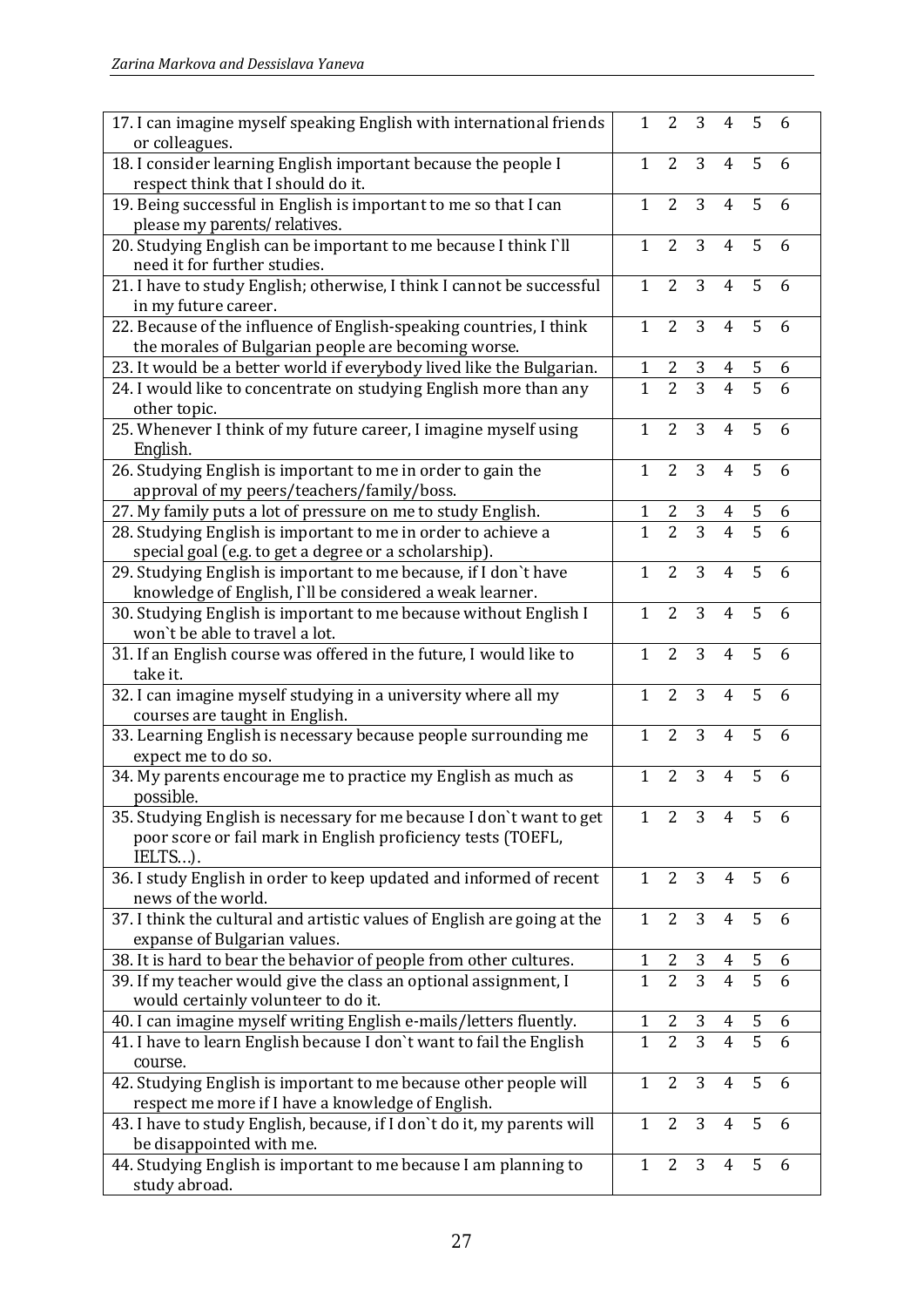| | | | | | | |
|---|---|---|---|---|---|---|
| 17. I can imagine myself speaking English with international friends or colleagues. | 1 | 2 | 3 | 4 | 5 | 6 |
| 18. I consider learning English important because the people I respect think that I should do it. | 1 | 2 | 3 | 4 | 5 | 6 |
| 19. Being successful in English is important to me so that I can please my parents/ relatives. | 1 | 2 | 3 | 4 | 5 | 6 |
| 20. Studying English can be important to me because I think I`ll need it for further studies. | 1 | 2 | 3 | 4 | 5 | 6 |
| 21. I have to study English; otherwise, I think I cannot be successful in my future career. | 1 | 2 | 3 | 4 | 5 | 6 |
| 22. Because of the influence of English-speaking countries, I think the morales of Bulgarian people are becoming worse. | 1 | 2 | 3 | 4 | 5 | 6 |
| 23. It would be a better world if everybody lived like the Bulgarian. | 1 | 2 | 3 | 4 | 5 | 6 |
| 24. I would like to concentrate on studying English more than any other topic. | 1 | 2 | 3 | 4 | 5 | 6 |
| 25. Whenever I think of my future career, I imagine myself using English. | 1 | 2 | 3 | 4 | 5 | 6 |
| 26. Studying English is important to me in order to gain the approval of my peers/teachers/family/boss. | 1 | 2 | 3 | 4 | 5 | 6 |
| 27. My family puts a lot of pressure on me to study English. | 1 | 2 | 3 | 4 | 5 | 6 |
| 28. Studying English is important to me in order to achieve a special goal (e.g. to get a degree or a scholarship). | 1 | 2 | 3 | 4 | 5 | 6 |
| 29. Studying English is important to me because, if I don`t have knowledge of English, I`ll be considered a weak learner. | 1 | 2 | 3 | 4 | 5 | 6 |
| 30. Studying English is important to me because without English I won`t be able to travel a lot. | 1 | 2 | 3 | 4 | 5 | 6 |
| 31. If an English course was offered in the future, I would like to take it. | 1 | 2 | 3 | 4 | 5 | 6 |
| 32. I can imagine myself studying in a university where all my courses are taught in English. | 1 | 2 | 3 | 4 | 5 | 6 |
| 33. Learning English is necessary because people surrounding me expect me to do so. | 1 | 2 | 3 | 4 | 5 | 6 |
| 34. My parents encourage me to practice my English as much as possible. | 1 | 2 | 3 | 4 | 5 | 6 |
| 35. Studying English is necessary for me because I don`t want to get poor score or fail mark in English proficiency tests (TOEFL, IELTS…). | 1 | 2 | 3 | 4 | 5 | 6 |
| 36. I study English in order to keep updated and informed of recent news of the world. | 1 | 2 | 3 | 4 | 5 | 6 |
| 37. I think the cultural and artistic values of English are going at the expanse of Bulgarian values. | 1 | 2 | 3 | 4 | 5 | 6 |
| 38. It is hard to bear the behavior of people from other cultures. | 1 | 2 | 3 | 4 | 5 | 6 |
| 39. If my teacher would give the class an optional assignment, I would certainly volunteer to do it. | 1 | 2 | 3 | 4 | 5 | 6 |
| 40. I can imagine myself writing English e-mails/letters fluently. | 1 | 2 | 3 | 4 | 5 | 6 |
| 41. I have to learn English because I don`t want to fail the English course. | 1 | 2 | 3 | 4 | 5 | 6 |
| 42. Studying English is important to me because other people will respect me more if I have a knowledge of English. | 1 | 2 | 3 | 4 | 5 | 6 |
| 43. I have to study English, because, if I don`t do it, my parents will be disappointed with me. | 1 | 2 | 3 | 4 | 5 | 6 |
| 44. Studying English is important to me because I am planning to study abroad. | 1 | 2 | 3 | 4 | 5 | 6 |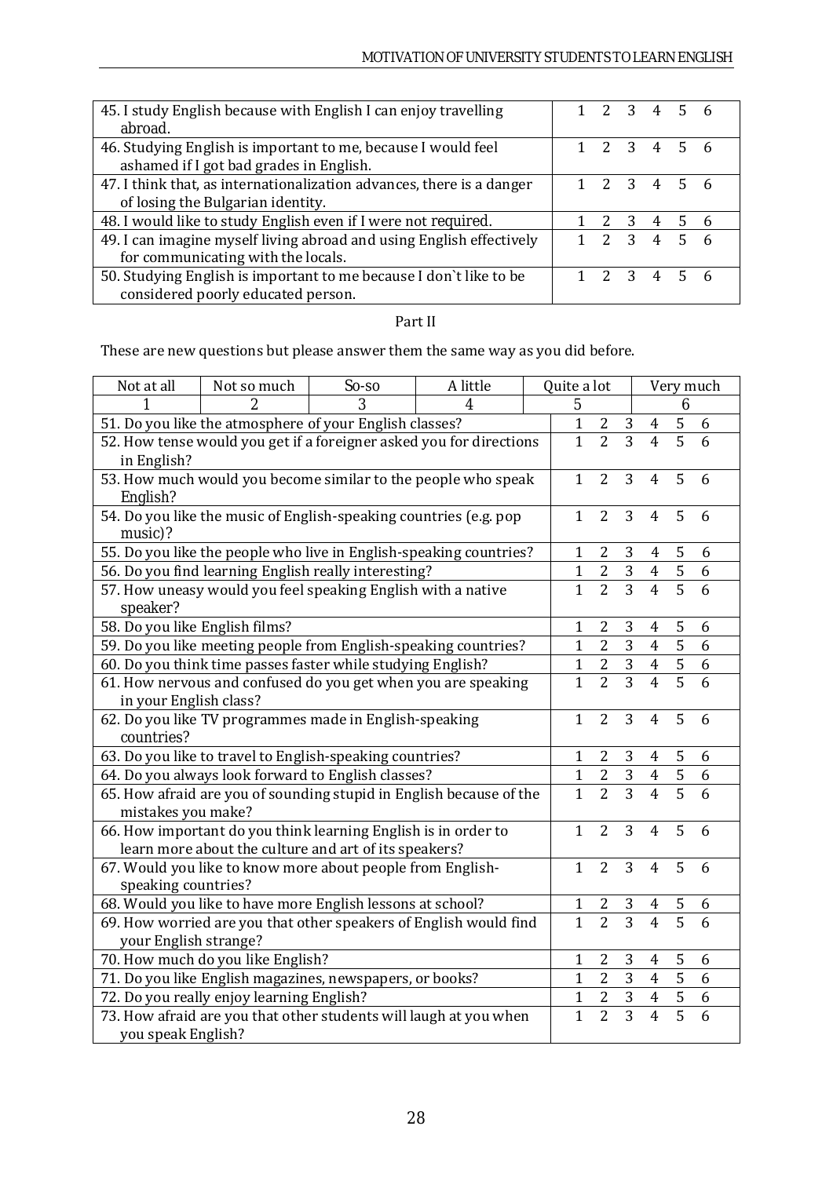| | | | | | | |
|---|---|---|---|---|---|---|
| 45. I study English because with English I can enjoy travelling abroad. | 1 | 2 | 3 | 4 | 5 | 6 |
| 46. Studying English is important to me, because I would feel ashamed if I got bad grades in English. | 1 | 2 | 3 | 4 | 5 | 6 |
| 47. I think that, as internationalization advances, there is a danger of losing the Bulgarian identity. | 1 | 2 | 3 | 4 | 5 | 6 |
| 48. I would like to study English even if I were not required. | 1 | 2 | 3 | 4 | 5 | 6 |
| 49. I can imagine myself living abroad and using English effectively for communicating with the locals. | 1 | 2 | 3 | 4 | 5 | 6 |
| 50. Studying English is important to me because I don`t like to be considered poorly educated person. | 1 | 2 | 3 | 4 | 5 | 6 |

Part II

These are new questions but please answer them the same way as you did before.

| Not at all | Not so much | So-so | A little | Quite a lot | Very much |
|---|---|---|---|---|---|
| 1 | 2 | 3 | 4 | 5 | 6 |

| | | | | | | |
|---|---|---|---|---|---|---|
| 51. Do you like the atmosphere of your English classes? | 1 | 2 | 3 | 4 | 5 | 6 |
| 52. How tense would you get if a foreigner asked you for directions in English? | 1 | 2 | 3 | 4 | 5 | 6 |
| 53. How much would you become similar to the people who speak English? | 1 | 2 | 3 | 4 | 5 | 6 |
| 54. Do you like the music of English-speaking countries (e.g. pop music)? | 1 | 2 | 3 | 4 | 5 | 6 |
| 55. Do you like the people who live in English-speaking countries? | 1 | 2 | 3 | 4 | 5 | 6 |
| 56. Do you find learning English really interesting? | 1 | 2 | 3 | 4 | 5 | 6 |
| 57. How uneasy would you feel speaking English with a native speaker? | 1 | 2 | 3 | 4 | 5 | 6 |
| 58. Do you like English films? | 1 | 2 | 3 | 4 | 5 | 6 |
| 59. Do you like meeting people from English-speaking countries? | 1 | 2 | 3 | 4 | 5 | 6 |
| 60. Do you think time passes faster while studying English? | 1 | 2 | 3 | 4 | 5 | 6 |
| 61. How nervous and confused do you get when you are speaking in your English class? | 1 | 2 | 3 | 4 | 5 | 6 |
| 62. Do you like TV programmes made in English-speaking countries? | 1 | 2 | 3 | 4 | 5 | 6 |
| 63. Do you like to travel to English-speaking countries? | 1 | 2 | 3 | 4 | 5 | 6 |
| 64. Do you always look forward to English classes? | 1 | 2 | 3 | 4 | 5 | 6 |
| 65. How afraid are you of sounding stupid in English because of the mistakes you make? | 1 | 2 | 3 | 4 | 5 | 6 |
| 66. How important do you think learning English is in order to learn more about the culture and art of its speakers? | 1 | 2 | 3 | 4 | 5 | 6 |
| 67. Would you like to know more about people from English-speaking countries? | 1 | 2 | 3 | 4 | 5 | 6 |
| 68. Would you like to have more English lessons at school? | 1 | 2 | 3 | 4 | 5 | 6 |
| 69. How worried are you that other speakers of English would find your English strange? | 1 | 2 | 3 | 4 | 5 | 6 |
| 70. How much do you like English? | 1 | 2 | 3 | 4 | 5 | 6 |
| 71. Do you like English magazines, newspapers, or books? | 1 | 2 | 3 | 4 | 5 | 6 |
| 72. Do you really enjoy learning English? | 1 | 2 | 3 | 4 | 5 | 6 |
| 73. How afraid are you that other students will laugh at you when you speak English? | 1 | 2 | 3 | 4 | 5 | 6 |